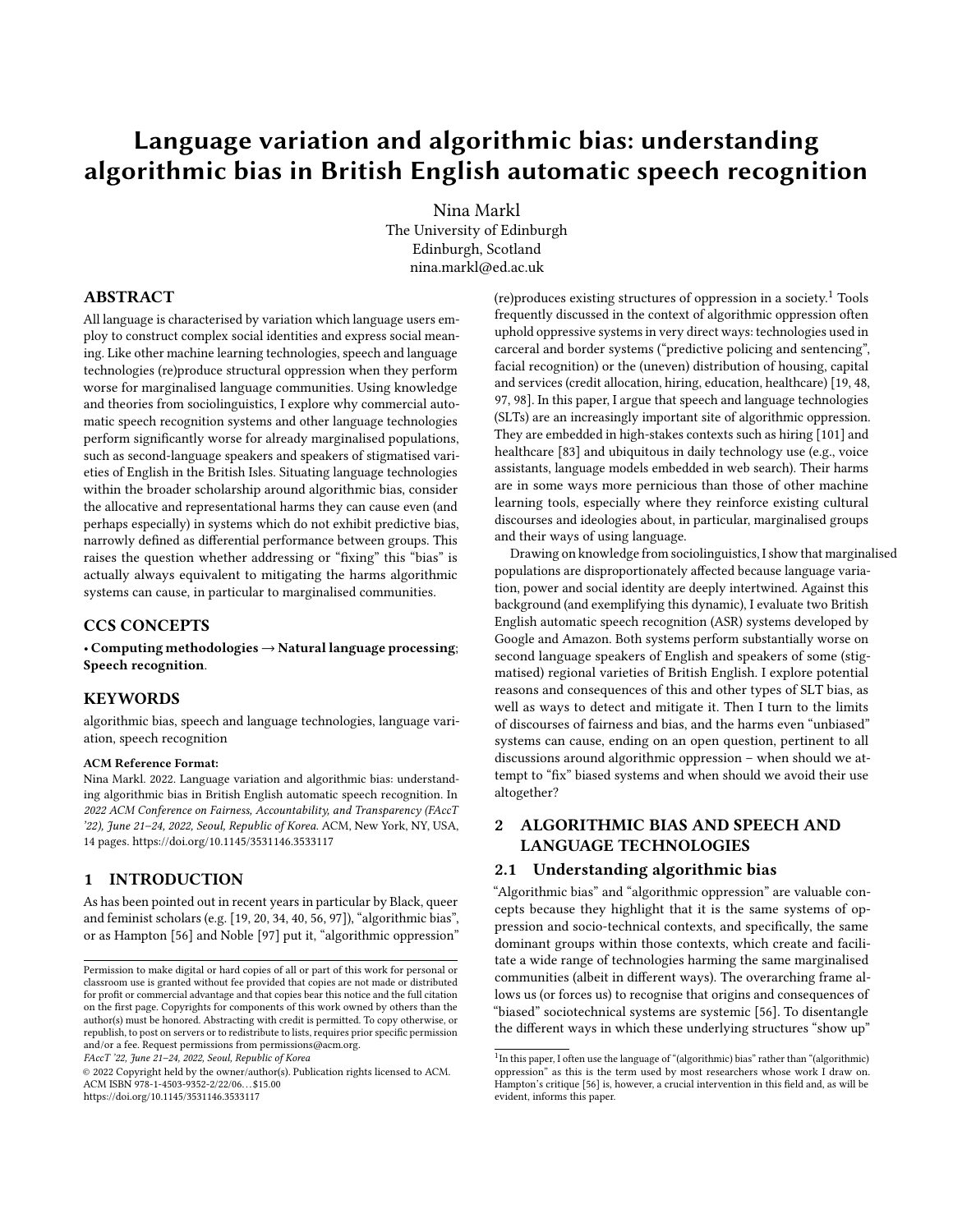# Language variation and algorithmic bias: understanding algorithmic bias in British English automatic speech recognition

Nina Markl
The University of Edinburgh
Edinburgh, Scotland
nina.markl@ed.ac.uk

## ABSTRACT

All language is characterised by variation which language users employ to construct complex social identities and express social meaning. Like other machine learning technologies, speech and language technologies (re)produce structural oppression when they perform worse for marginalised language communities. Using knowledge and theories from sociolinguistics, I explore why commercial automatic speech recognition systems and other language technologies perform significantly worse for already marginalised populations, such as second-language speakers and speakers of stigmatised varieties of English in the British Isles. Situating language technologies within the broader scholarship around algorithmic bias, consider the allocative and representational harms they can cause even (and perhaps especially) in systems which do not exhibit predictive bias, narrowly defined as differential performance between groups. This raises the question whether addressing or "fixing" this "bias" is actually always equivalent to mitigating the harms algorithmic systems can cause, in particular to marginalised communities.

## CCS CONCEPTS

• **Computing methodologies → Natural language processing**; **Speech recognition**.

## KEYWORDS

algorithmic bias, speech and language technologies, language variation, speech recognition

**ACM Reference Format:**
Nina Markl. 2022. Language variation and algorithmic bias: understanding algorithmic bias in British English automatic speech recognition. In *2022 ACM Conference on Fairness, Accountability, and Transparency (FAccT '22), June 21–24, 2022, Seoul, Republic of Korea.* ACM, New York, NY, USA, 14 pages. https://doi.org/10.1145/3531146.3533117

## 1 INTRODUCTION

As has been pointed out in recent years in particular by Black, queer and feminist scholars (e.g. [19, 20, 34, 40, 56, 97]), "algorithmic bias", or as Hampton [56] and Noble [97] put it, "algorithmic oppression" (re)produces existing structures of oppression in a society.[1] Tools frequently discussed in the context of algorithmic oppression often uphold oppressive systems in very direct ways: technologies used in carceral and border systems ("predictive policing and sentencing", facial recognition) or the (uneven) distribution of housing, capital and services (credit allocation, hiring, education, healthcare) [19, 48, 97, 98]. In this paper, I argue that speech and language technologies (SLTs) are an increasingly important site of algorithmic oppression. They are embedded in high-stakes contexts such as hiring [101] and healthcare [83] and ubiquitous in daily technology use (e.g., voice assistants, language models embedded in web search). Their harms are in some ways more pernicious than those of other machine learning tools, especially where they reinforce existing cultural discourses and ideologies about, in particular, marginalised groups and their ways of using language.

Drawing on knowledge from sociolinguistics, I show that marginalised populations are disproportionately affected because language variation, power and social identity are deeply intertwined. Against this background (and exemplifying this dynamic), I evaluate two British English automatic speech recognition (ASR) systems developed by Google and Amazon. Both systems perform substantially worse on second language speakers of English and speakers of some (stigmatised) regional varieties of British English. I explore potential reasons and consequences of this and other types of SLT bias, as well as ways to detect and mitigate it. Then I turn to the limits of discourses of fairness and bias, and the harms even "unbiased" systems can cause, ending on an open question, pertinent to all discussions around algorithmic oppression – when should we attempt to "fix" biased systems and when should we avoid their use altogether?

## 2 ALGORITHMIC BIAS AND SPEECH AND LANGUAGE TECHNOLOGIES

### 2.1 Understanding algorithmic bias

"Algorithmic bias" and "algorithmic oppression" are valuable concepts because they highlight that it is the same systems of oppression and socio-technical contexts, and specifically, the same dominant groups within those contexts, which create and facilitate a wide range of technologies harming the same marginalised communities (albeit in different ways). The overarching frame allows us (or forces us) to recognise that origins and consequences of "biased" sociotechnical systems are systemic [56]. To disentangle the different ways in which these underlying structures "show up"

---

[1] In this paper, I often use the language of "(algorithmic) bias" rather than "(algorithmic) oppression" as this is the term used by most researchers whose work I draw on. Hampton's critique [56] is, however, a crucial intervention in this field and, as will be evident, informs this paper.

---

Permission to make digital or hard copies of all or part of this work for personal or classroom use is granted without fee provided that copies are not made or distributed for profit or commercial advantage and that copies bear this notice and the full citation on the first page. Copyrights for components of this work owned by others than the author(s) must be honored. Abstracting with credit is permitted. To copy otherwise, or republish, to post on servers or to redistribute to lists, requires prior specific permission and/or a fee. Request permissions from permissions@acm.org.
*FAccT '22, June 21–24, 2022, Seoul, Republic of Korea*
© 2022 Copyright held by the owner/author(s). Publication rights licensed to ACM.
ACM ISBN 978-1-4503-9352-2/22/06…$15.00
https://doi.org/10.1145/3531146.3533117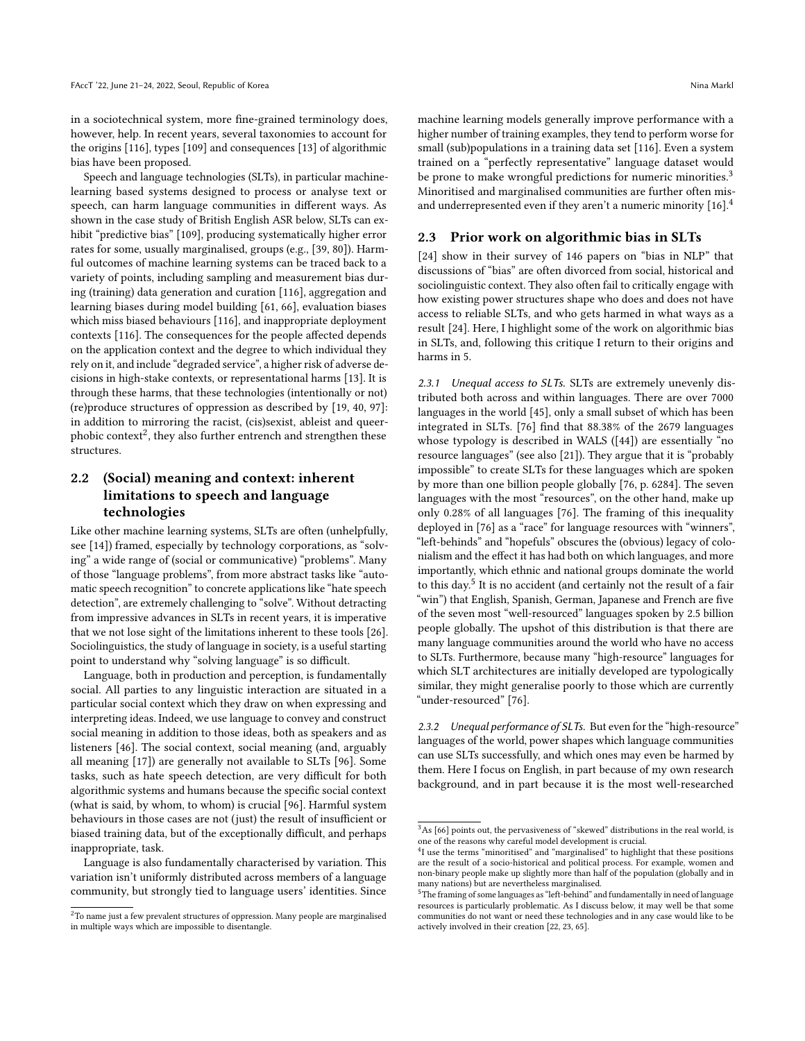in a sociotechnical system, more fine-grained terminology does, however, help. In recent years, several taxonomies to account for the origins [116], types [109] and consequences [13] of algorithmic bias have been proposed.

Speech and language technologies (SLTs), in particular machine-learning based systems designed to process or analyse text or speech, can harm language communities in different ways. As shown in the case study of British English ASR below, SLTs can exhibit "predictive bias" [109], producing systematically higher error rates for some, usually marginalised, groups (e.g., [39, 80]). Harmful outcomes of machine learning systems can be traced back to a variety of points, including sampling and measurement bias during (training) data generation and curation [116], aggregation and learning biases during model building [61, 66], evaluation biases which miss biased behaviours [116], and inappropriate deployment contexts [116]. The consequences for the people affected depends on the application context and the degree to which individual they rely on it, and include "degraded service", a higher risk of adverse decisions in high-stake contexts, or representational harms [13]. It is through these harms, that these technologies (intentionally or not) (re)produce structures of oppression as described by [19, 40, 97]: in addition to mirroring the racist, (cis)sexist, ableist and queer-phobic context[2], they also further entrench and strengthen these structures.

## 2.2 (Social) meaning and context: inherent limitations to speech and language technologies

Like other machine learning systems, SLTs are often (unhelpfully, see [14]) framed, especially by technology corporations, as "solving" a wide range of (social or communicative) "problems". Many of those "language problems", from more abstract tasks like "automatic speech recognition" to concrete applications like "hate speech detection", are extremely challenging to "solve". Without detracting from impressive advances in SLTs in recent years, it is imperative that we not lose sight of the limitations inherent to these tools [26]. Sociolinguistics, the study of language in society, is a useful starting point to understand why "solving language" is so difficult.

Language, both in production and perception, is fundamentally social. All parties to any linguistic interaction are situated in a particular social context which they draw on when expressing and interpreting ideas. Indeed, we use language to convey and construct social meaning in addition to those ideas, both as speakers and as listeners [46]. The social context, social meaning (and, arguably all meaning [17]) are generally not available to SLTs [96]. Some tasks, such as hate speech detection, are very difficult for both algorithmic systems and humans because the specific social context (what is said, by whom, to whom) is crucial [96]. Harmful system behaviours in those cases are not (just) the result of insufficient or biased training data, but of the exceptionally difficult, and perhaps inappropriate, task.

Language is also fundamentally characterised by variation. This variation isn't uniformly distributed across members of a language community, but strongly tied to language users' identities. Since machine learning models generally improve performance with a higher number of training examples, they tend to perform worse for small (sub)populations in a training data set [116]. Even a system trained on a "perfectly representative" language dataset would be prone to make wrongful predictions for numeric minorities.[3] Minoritised and marginalised communities are further often mis- and underrepresented even if they aren't a numeric minority [16].[4]

## 2.3 Prior work on algorithmic bias in SLTs

[24] show in their survey of 146 papers on "bias in NLP" that discussions of "bias" are often divorced from social, historical and sociolinguistic context. They also often fail to critically engage with how existing power structures shape who does and does not have access to reliable SLTs, and who gets harmed in what ways as a result [24]. Here, I highlight some of the work on algorithmic bias in SLTs, and, following this critique I return to their origins and harms in 5.

*2.3.1 Unequal access to SLTs.* SLTs are extremely unevenly distributed both across and within languages. There are over 7000 languages in the world [45], only a small subset of which has been integrated in SLTs. [76] find that 88.38% of the 2679 languages whose typology is described in WALS ([44]) are essentially "no resource languages" (see also [21]). They argue that it is "probably impossible" to create SLTs for these languages which are spoken by more than one billion people globally [76, p. 6284]. The seven languages with the most "resources", on the other hand, make up only 0.28% of all languages [76]. The framing of this inequality deployed in [76] as a "race" for language resources with "winners", "left-behinds" and "hopefuls" obscures the (obvious) legacy of colonialism and the effect it has had both on which languages, and more importantly, which ethnic and national groups dominate the world to this day.[5] It is no accident (and certainly not the result of a fair "win") that English, Spanish, German, Japanese and French are five of the seven most "well-resourced" languages spoken by 2.5 billion people globally. The upshot of this distribution is that there are many language communities around the world who have no access to SLTs. Furthermore, because many "high-resource" languages for which SLT architectures are initially developed are typologically similar, they might generalise poorly to those which are currently "under-resourced" [76].

*2.3.2 Unequal performance of SLTs.* But even for the "high-resource" languages of the world, power shapes which language communities can use SLTs successfully, and which ones may even be harmed by them. Here I focus on English, in part because of my own research background, and in part because it is the most well-researched

[2] To name just a few prevalent structures of oppression. Many people are marginalised in multiple ways which are impossible to disentangle.

[3] As [66] points out, the pervasiveness of "skewed" distributions in the real world, is one of the reasons why careful model development is crucial.

[4] I use the terms "minoritised" and "marginalised" to highlight that these positions are the result of a socio-historical and political process. For example, women and non-binary people make up slightly more than half of the population (globally and in many nations) but are nevertheless marginalised.

[5] The framing of some languages as "left-behind" and fundamentally in need of language resources is particularly problematic. As I discuss below, it may well be that some communities do not want or need these technologies and in any case would like to be actively involved in their creation [22, 23, 65].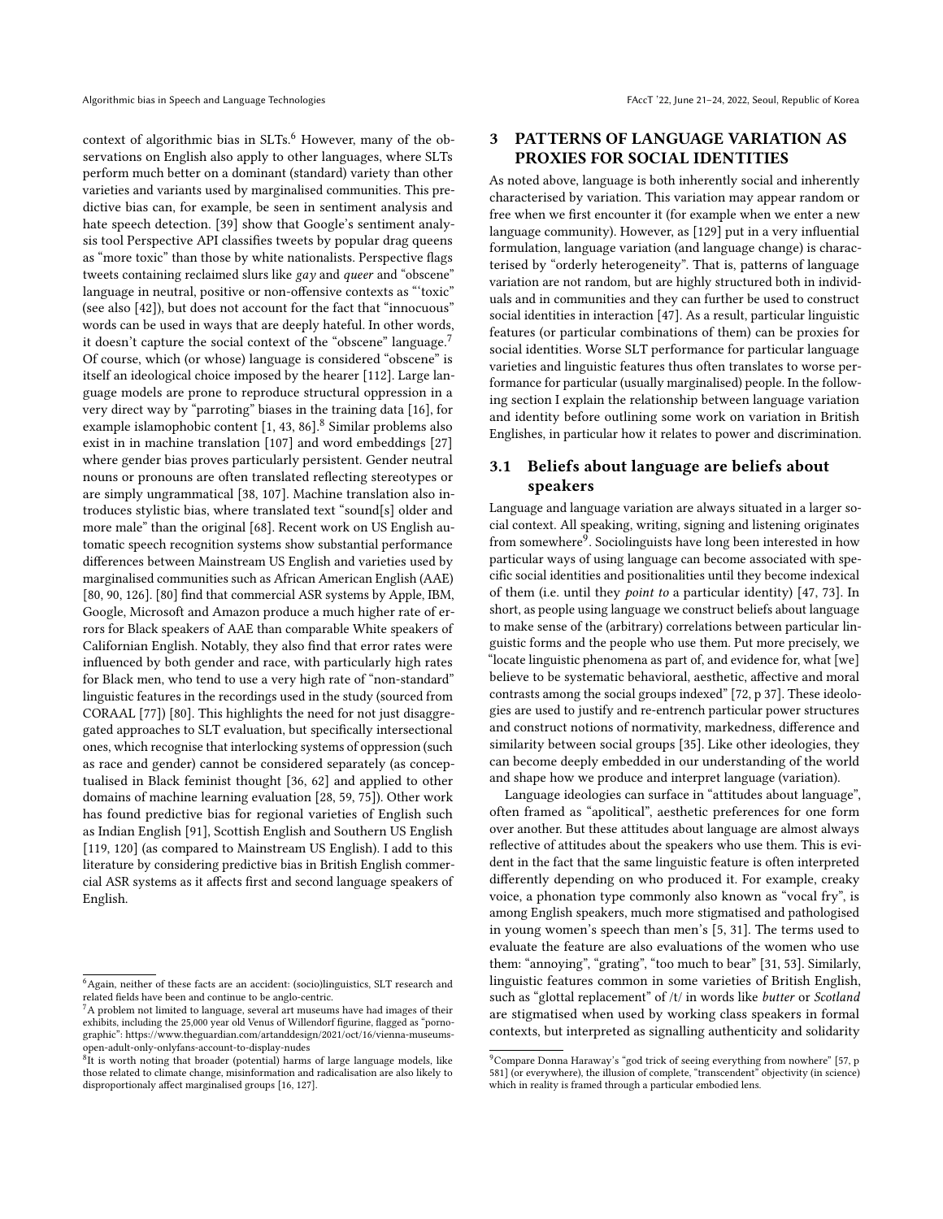context of algorithmic bias in SLTs.[6] However, many of the observations on English also apply to other languages, where SLTs perform much better on a dominant (standard) variety than other varieties and variants used by marginalised communities. This predictive bias can, for example, be seen in sentiment analysis and hate speech detection. [39] show that Google's sentiment analysis tool Perspective API classifies tweets by popular drag queens as "more toxic" than those by white nationalists. Perspective flags tweets containing reclaimed slurs like *gay* and *queer* and "obscene" language in neutral, positive or non-offensive contexts as "'toxic" (see also [42]), but does not account for the fact that "innocuous" words can be used in ways that are deeply hateful. In other words, it doesn't capture the social context of the "obscene" language.[7] Of course, which (or whose) language is considered "obscene" is itself an ideological choice imposed by the hearer [112]. Large language models are prone to reproduce structural oppression in a very direct way by "parroting" biases in the training data [16], for example islamophobic content [1, 43, 86].[8] Similar problems also exist in in machine translation [107] and word embeddings [27] where gender bias proves particularly persistent. Gender neutral nouns or pronouns are often translated reflecting stereotypes or are simply ungrammatical [38, 107]. Machine translation also introduces stylistic bias, where translated text "sound[s] older and more male" than the original [68]. Recent work on US English automatic speech recognition systems show substantial performance differences between Mainstream US English and varieties used by marginalised communities such as African American English (AAE) [80, 90, 126]. [80] find that commercial ASR systems by Apple, IBM, Google, Microsoft and Amazon produce a much higher rate of errors for Black speakers of AAE than comparable White speakers of Californian English. Notably, they also find that error rates were influenced by both gender and race, with particularly high rates for Black men, who tend to use a very high rate of "non-standard" linguistic features in the recordings used in the study (sourced from CORAAL [77]) [80]. This highlights the need for not just disaggregated approaches to SLT evaluation, but specifically intersectional ones, which recognise that interlocking systems of oppression (such as race and gender) cannot be considered separately (as conceptualised in Black feminist thought [36, 62] and applied to other domains of machine learning evaluation [28, 59, 75]). Other work has found predictive bias for regional varieties of English such as Indian English [91], Scottish English and Southern US English [119, 120] (as compared to Mainstream US English). I add to this literature by considering predictive bias in British English commercial ASR systems as it affects first and second language speakers of English.

[6] Again, neither of these facts are an accident: (socio)linguistics, SLT research and related fields have been and continue to be anglo-centric.

[7] A problem not limited to language, several art museums have had images of their exhibits, including the 25,000 year old Venus of Willendorf figurine, flagged as "pornographic": https://www.theguardian.com/artanddesign/2021/oct/16/vienna-museums-open-adult-only-onlyfans-account-to-display-nudes

[8] It is worth noting that broader (potential) harms of large language models, like those related to climate change, misinformation and radicalisation are also likely to disproportionaly affect marginalised groups [16, 127].

## 3 PATTERNS OF LANGUAGE VARIATION AS PROXIES FOR SOCIAL IDENTITIES

As noted above, language is both inherently social and inherently characterised by variation. This variation may appear random or free when we first encounter it (for example when we enter a new language community). However, as [129] put in a very influential formulation, language variation (and language change) is characterised by "orderly heterogeneity". That is, patterns of language variation are not random, but are highly structured both in individuals and in communities and they can further be used to construct social identities in interaction [47]. As a result, particular linguistic features (or particular combinations of them) can be proxies for social identities. Worse SLT performance for particular language varieties and linguistic features thus often translates to worse performance for particular (usually marginalised) people. In the following section I explain the relationship between language variation and identity before outlining some work on variation in British Englishes, in particular how it relates to power and discrimination.

### 3.1 Beliefs about language are beliefs about speakers

Language and language variation are always situated in a larger social context. All speaking, writing, signing and listening originates from somewhere[9]. Sociolinguists have long been interested in how particular ways of using language can become associated with specific social identities and positionalities until they become indexical of them (i.e. until they *point to* a particular identity) [47, 73]. In short, as people using language we construct beliefs about language to make sense of the (arbitrary) correlations between particular linguistic forms and the people who use them. But more precisely, we "locate linguistic phenomena as part of, and evidence for, what [we] believe to be systematic behavioral, aesthetic, affective and moral contrasts among the social groups indexed" [72, p 37]. These ideologies are used to justify and re-entrench particular power structures and construct notions of normativity, markedness, difference and similarity between social groups [35]. Like other ideologies, they can become deeply embedded in our understanding of the world and shape how we produce and interpret language (variation).

Language ideologies can surface in "attitudes about language", often framed as "apolitical", aesthetic preferences for one form over another. But these attitudes about language are almost always reflective of attitudes about the speakers who use them. This is evident in the fact that the same linguistic feature is often interpreted differently depending on who produced it. For example, creaky voice, a phonation type commonly also known as "vocal fry", is among English speakers, much more stigmatised and pathologised in young women's speech than men's [5, 31]. The terms used to evaluate the feature are also evaluations of the women who use them: "annoying", "grating", "too much to bear" [31, 53]. Similarly, linguistic features common in some varieties of British English, such as "glottal replacement" of /t/ in words like *butter* or *Scotland* are stigmatised when used by working class speakers in formal contexts, but interpreted as signalling authenticity and solidarity

[9] Compare Donna Haraway's "god trick of seeing everything from nowhere" [57, p 581] (or everywhere), the illusion of complete, "transcendent" objectivity (in science) which in reality is framed through a particular embodied lens.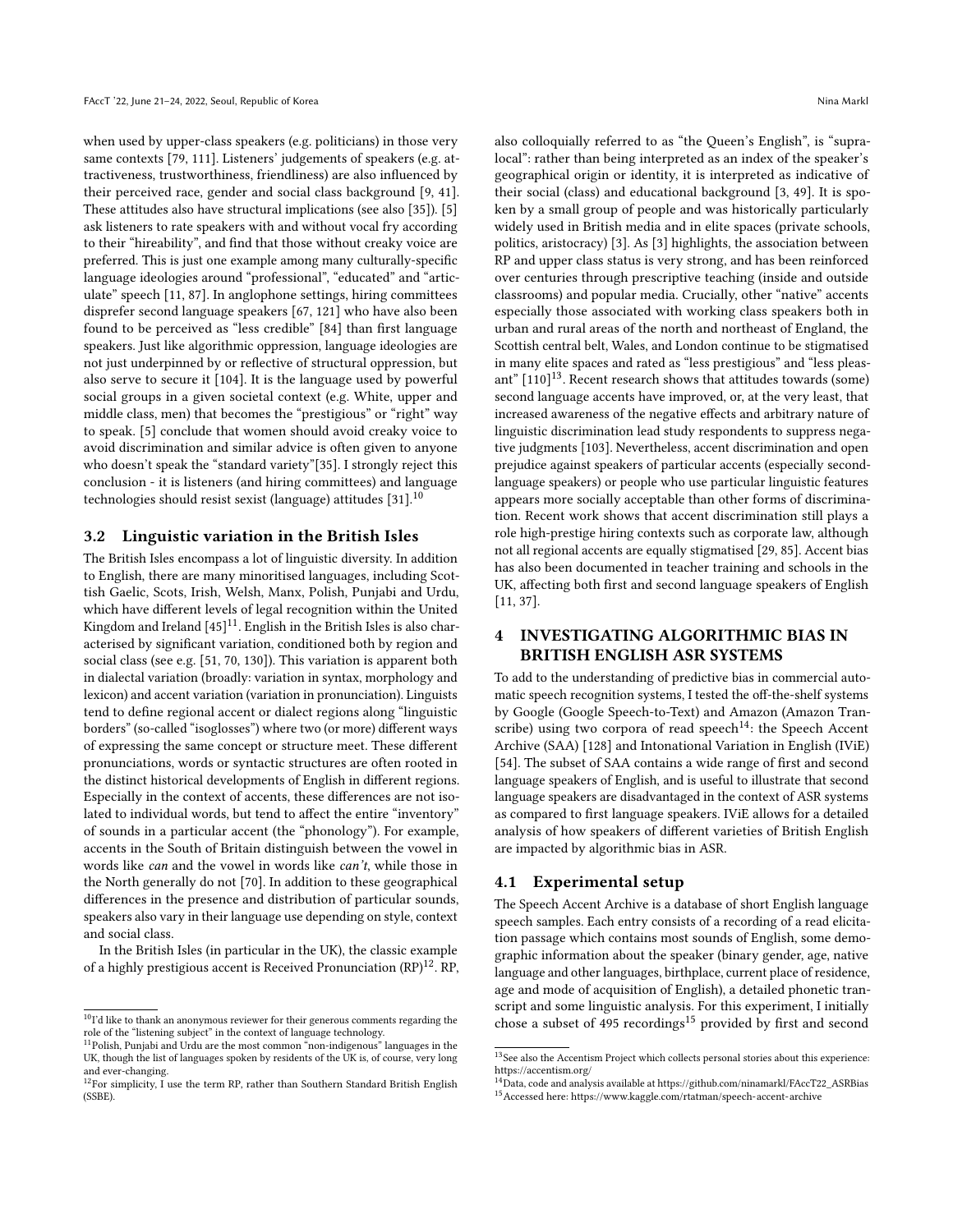when used by upper-class speakers (e.g. politicians) in those very same contexts [79, 111]. Listeners' judgements of speakers (e.g. attractiveness, trustworthiness, friendliness) are also influenced by their perceived race, gender and social class background [9, 41]. These attitudes also have structural implications (see also [35]). [5] ask listeners to rate speakers with and without vocal fry according to their "hireability", and find that those without creaky voice are preferred. This is just one example among many culturally-specific language ideologies around "professional", "educated" and "articulate" speech [11, 87]. In anglophone settings, hiring committees disprefer second language speakers [67, 121] who have also been found to be perceived as "less credible" [84] than first language speakers. Just like algorithmic oppression, language ideologies are not just underpinned by or reflective of structural oppression, but also serve to secure it [104]. It is the language used by powerful social groups in a given societal context (e.g. White, upper and middle class, men) that becomes the "prestigious" or "right" way to speak. [5] conclude that women should avoid creaky voice to avoid discrimination and similar advice is often given to anyone who doesn't speak the "standard variety"[35]. I strongly reject this conclusion - it is listeners (and hiring committees) and language technologies should resist sexist (language) attitudes [31].[10]

### 3.2 Linguistic variation in the British Isles

The British Isles encompass a lot of linguistic diversity. In addition to English, there are many minoritised languages, including Scottish Gaelic, Scots, Irish, Welsh, Manx, Polish, Punjabi and Urdu, which have different levels of legal recognition within the United Kingdom and Ireland [45][11]. English in the British Isles is also characterised by significant variation, conditioned both by region and social class (see e.g. [51, 70, 130]). This variation is apparent both in dialectal variation (broadly: variation in syntax, morphology and lexicon) and accent variation (variation in pronunciation). Linguists tend to define regional accent or dialect regions along "linguistic borders" (so-called "isoglosses") where two (or more) different ways of expressing the same concept or structure meet. These different pronunciations, words or syntactic structures are often rooted in the distinct historical developments of English in different regions. Especially in the context of accents, these differences are not isolated to individual words, but tend to affect the entire "inventory" of sounds in a particular accent (the "phonology"). For example, accents in the South of Britain distinguish between the vowel in words like *can* and the vowel in words like *can't*, while those in the North generally do not [70]. In addition to these geographical differences in the presence and distribution of particular sounds, speakers also vary in their language use depending on style, context and social class.

In the British Isles (in particular in the UK), the classic example of a highly prestigious accent is Received Pronunciation (RP)[12]. RP, also colloquially referred to as "the Queen's English", is "supra-local": rather than being interpreted as an index of the speaker's geographical origin or identity, it is interpreted as indicative of their social (class) and educational background [3, 49]. It is spoken by a small group of people and was historically particularly widely used in British media and in elite spaces (private schools, politics, aristocracy) [3]. As [3] highlights, the association between RP and upper class status is very strong, and has been reinforced over centuries through prescriptive teaching (inside and outside classrooms) and popular media. Crucially, other "native" accents especially those associated with working class speakers both in urban and rural areas of the north and northeast of England, the Scottish central belt, Wales, and London continue to be stigmatised in many elite spaces and rated as "less prestigious" and "less pleasant" [110][13]. Recent research shows that attitudes towards (some) second language accents have improved, or, at the very least, that increased awareness of the negative effects and arbitrary nature of linguistic discrimination lead study respondents to suppress negative judgments [103]. Nevertheless, accent discrimination and open prejudice against speakers of particular accents (especially second-language speakers) or people who use particular linguistic features appears more socially acceptable than other forms of discrimination. Recent work shows that accent discrimination still plays a role high-prestige hiring contexts such as corporate law, although not all regional accents are equally stigmatised [29, 85]. Accent bias has also been documented in teacher training and schools in the UK, affecting both first and second language speakers of English [11, 37].

## 4 INVESTIGATING ALGORITHMIC BIAS IN BRITISH ENGLISH ASR SYSTEMS

To add to the understanding of predictive bias in commercial automatic speech recognition systems, I tested the off-the-shelf systems by Google (Google Speech-to-Text) and Amazon (Amazon Transcribe) using two corpora of read speech[14]: the Speech Accent Archive (SAA) [128] and Intonational Variation in English (IViE) [54]. The subset of SAA contains a wide range of first and second language speakers of English, and is useful to illustrate that second language speakers are disadvantaged in the context of ASR systems as compared to first language speakers. IViE allows for a detailed analysis of how speakers of different varieties of British English are impacted by algorithmic bias in ASR.

### 4.1 Experimental setup

The Speech Accent Archive is a database of short English language speech samples. Each entry consists of a recording of a read elicitation passage which contains most sounds of English, some demographic information about the speaker (binary gender, age, native language and other languages, birthplace, current place of residence, age and mode of acquisition of English), a detailed phonetic transcript and some linguistic analysis. For this experiment, I initially chose a subset of 495 recordings[15] provided by first and second

---

[10] I'd like to thank an anonymous reviewer for their generous comments regarding the role of the "listening subject" in the context of language technology.

[11] Polish, Punjabi and Urdu are the most common "non-indigenous" languages in the UK, though the list of languages spoken by residents of the UK is, of course, very long and ever-changing.

[12] For simplicity, I use the term RP, rather than Southern Standard British English (SSBE).

[13] See also the Accentism Project which collects personal stories about this experience: https://accentism.org/

[14] Data, code and analysis available at https://github.com/ninamarkl/FAccT22_ASRBias

[15] Accessed here: https://www.kaggle.com/rtatman/speech-accent-archive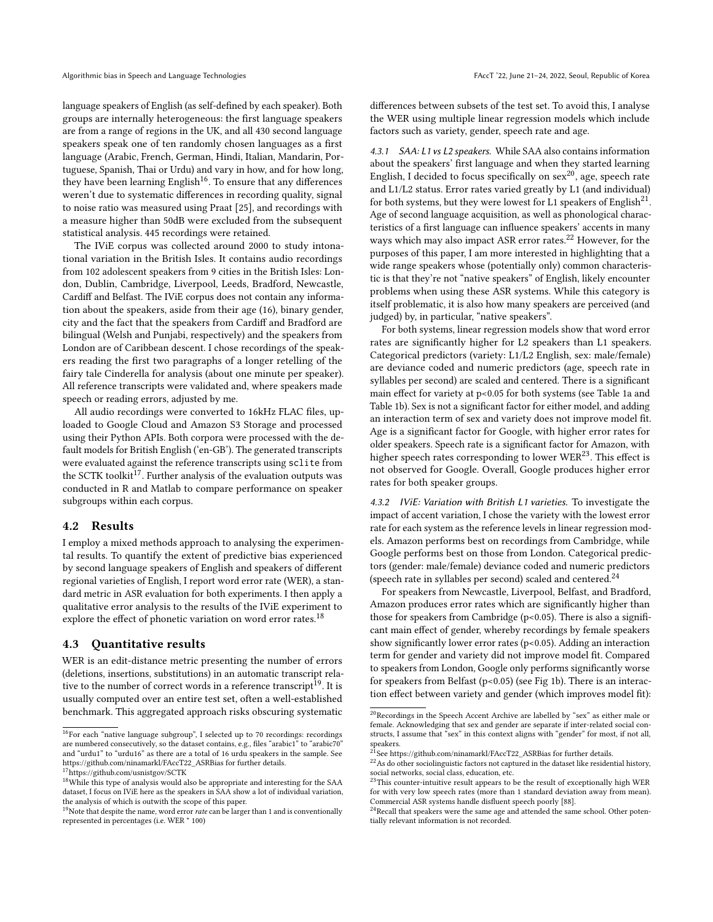language speakers of English (as self-defined by each speaker). Both groups are internally heterogeneous: the first language speakers are from a range of regions in the UK, and all 430 second language speakers speak one of ten randomly chosen languages as a first language (Arabic, French, German, Hindi, Italian, Mandarin, Portuguese, Spanish, Thai or Urdu) and vary in how, and for how long, they have been learning English[16]. To ensure that any differences weren't due to systematic differences in recording quality, signal to noise ratio was measured using Praat [25], and recordings with a measure higher than 50dB were excluded from the subsequent statistical analysis. 445 recordings were retained.

The IViE corpus was collected around 2000 to study intonational variation in the British Isles. It contains audio recordings from 102 adolescent speakers from 9 cities in the British Isles: London, Dublin, Cambridge, Liverpool, Leeds, Bradford, Newcastle, Cardiff and Belfast. The IViE corpus does not contain any information about the speakers, aside from their age (16), binary gender, city and the fact that the speakers from Cardiff and Bradford are bilingual (Welsh and Punjabi, respectively) and the speakers from London are of Caribbean descent. I chose recordings of the speakers reading the first two paragraphs of a longer retelling of the fairy tale Cinderella for analysis (about one minute per speaker). All reference transcripts were validated and, where speakers made speech or reading errors, adjusted by me.

All audio recordings were converted to 16kHz FLAC files, uploaded to Google Cloud and Amazon S3 Storage and processed using their Python APIs. Both corpora were processed with the default models for British English ('en-GB'). The generated transcripts were evaluated against the reference transcripts using sclite from the SCTK toolkit[17]. Further analysis of the evaluation outputs was conducted in R and Matlab to compare performance on speaker subgroups within each corpus.

## 4.2 Results

I employ a mixed methods approach to analysing the experimental results. To quantify the extent of predictive bias experienced by second language speakers of English and speakers of different regional varieties of English, I report word error rate (WER), a standard metric in ASR evaluation for both experiments. I then apply a qualitative error analysis to the results of the IViE experiment to explore the effect of phonetic variation on word error rates.[18]

## 4.3 Quantitative results

WER is an edit-distance metric presenting the number of errors (deletions, insertions, substitutions) in an automatic transcript relative to the number of correct words in a reference transcript[19]. It is usually computed over an entire test set, often a well-established benchmark. This aggregated approach risks obscuring systematic differences between subsets of the test set. To avoid this, I analyse the WER using multiple linear regression models which include factors such as variety, gender, speech rate and age.

*4.3.1 SAA: L1 vs L2 speakers.* While SAA also contains information about the speakers' first language and when they started learning English, I decided to focus specifically on sex[20], age, speech rate and L1/L2 status. Error rates varied greatly by L1 (and individual) for both systems, but they were lowest for L1 speakers of English[21]. Age of second language acquisition, as well as phonological characteristics of a first language can influence speakers' accents in many ways which may also impact ASR error rates.[22] However, for the purposes of this paper, I am more interested in highlighting that a wide range speakers whose (potentially only) common characteristic is that they're not "native speakers" of English, likely encounter problems when using these ASR systems. While this category is itself problematic, it is also how many speakers are perceived (and judged) by, in particular, "native speakers".

For both systems, linear regression models show that word error rates are significantly higher for L2 speakers than L1 speakers. Categorical predictors (variety: L1/L2 English, sex: male/female) are deviance coded and numeric predictors (age, speech rate in syllables per second) are scaled and centered. There is a significant main effect for variety at $p<0.05$ for both systems (see Table 1a and Table 1b). Sex is not a significant factor for either model, and adding an interaction term of sex and variety does not improve model fit. Age is a significant factor for Google, with higher error rates for older speakers. Speech rate is a significant factor for Amazon, with higher speech rates corresponding to lower WER[23]. This effect is not observed for Google. Overall, Google produces higher error rates for both speaker groups.

*4.3.2 IViE: Variation with British L1 varieties.* To investigate the impact of accent variation, I chose the variety with the lowest error rate for each system as the reference levels in linear regression models. Amazon performs best on recordings from Cambridge, while Google performs best on those from London. Categorical predictors (gender: male/female) deviance coded and numeric predictors (speech rate in syllables per second) scaled and centered.[24]

For speakers from Newcastle, Liverpool, Belfast, and Bradford, Amazon produces error rates which are significantly higher than those for speakers from Cambridge ($p<0.05$). There is also a significant main effect of gender, whereby recordings by female speakers show significantly lower error rates ($p<0.05$). Adding an interaction term for gender and variety did not improve model fit. Compared to speakers from London, Google only performs significantly worse for speakers from Belfast ($p<0.05$) (see Fig 1b). There is an interaction effect between variety and gender (which improves model fit):

---

[16] For each "native language subgroup", I selected up to 70 recordings: recordings are numbered consecutively, so the dataset contains, e.g., files "arabic1" to "arabic70" and "urdu1" to "urdu16" as there are a total of 16 urdu speakers in the sample. See https://github.com/ninamarkl/FAccT22_ASRBias for further details.

[17] https://github.com/usnistgov/SCTK

[18] While this type of analysis would also be appropriate and interesting for the SAA dataset, I focus on IViE here as the speakers in SAA show a lot of individual variation, the analysis of which is outwith the scope of this paper.

[19] Note that despite the name, word error *rate* can be larger than 1 and is conventionally represented in percentages (i.e. WER * 100)

[20] Recordings in the Speech Accent Archive are labelled by "sex" as either male or female. Acknowledging that sex and gender are separate if inter-related social constructs, I assume that "sex" in this context aligns with "gender" for most, if not all, speakers.

[21] See https://github.com/ninamarkl/FAccT22_ASRBias for further details.

[22] As do other sociolinguistic factors not captured in the dataset like residential history, social networks, social class, education, etc.

[23] This counter-intuitive result appears to be the result of exceptionally high WER for with very low speech rates (more than 1 standard deviation away from mean). Commercial ASR systems handle disfluent speech poorly [88].

[24] Recall that speakers were the same age and attended the same school. Other potentially relevant information is not recorded.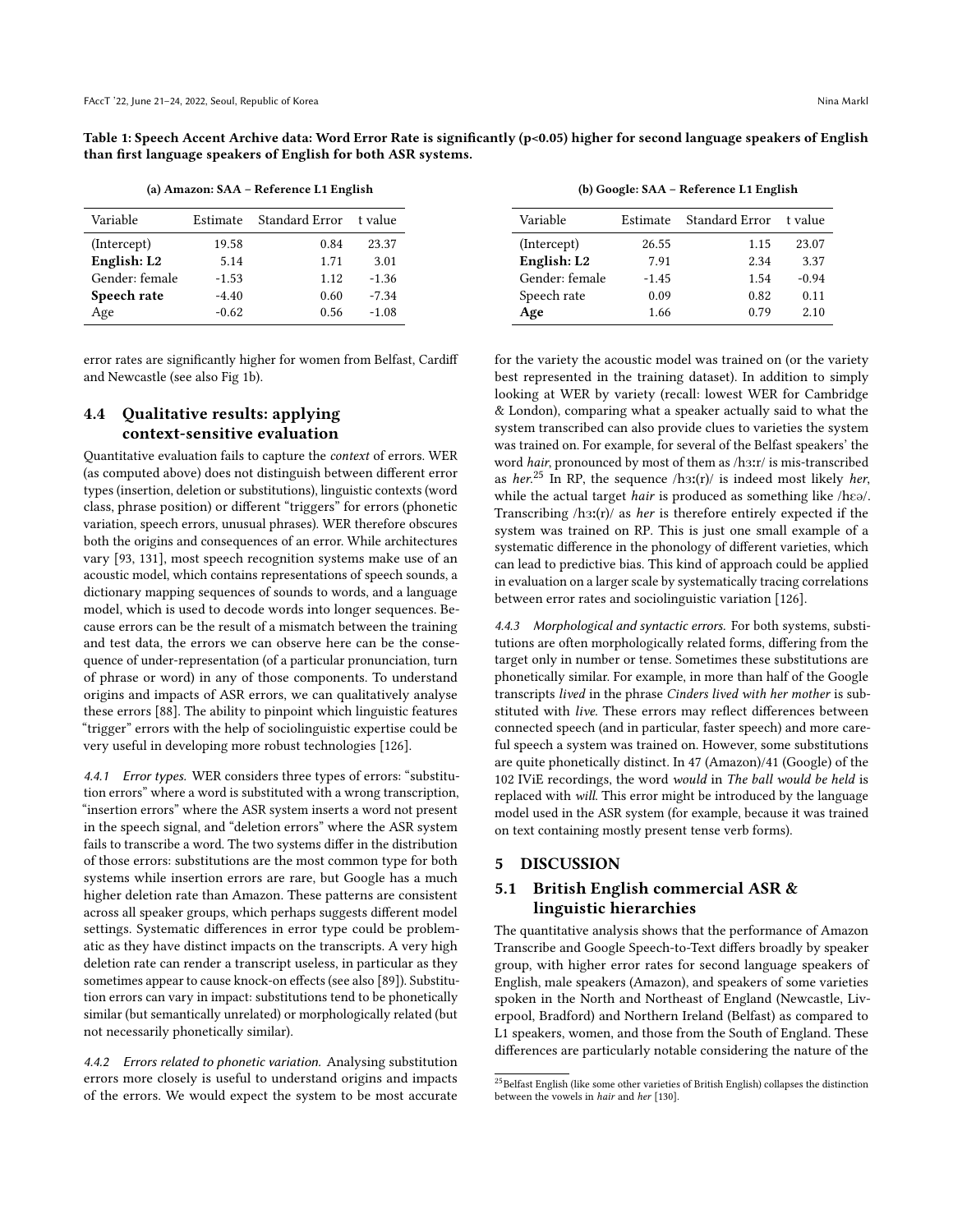**Table 1: Speech Accent Archive data: Word Error Rate is significantly (p<0.05) higher for second language speakers of English than first language speakers of English for both ASR systems.**

(a) Amazon: SAA – Reference L1 English

| Variable | Estimate | Standard Error | t value |
|---|---|---|---|
| (Intercept) | 19.58 | 0.84 | 23.37 |
| **English: L2** | 5.14 | 1.71 | 3.01 |
| Gender: female | -1.53 | 1.12 | -1.36 |
| **Speech rate** | -4.40 | 0.60 | -7.34 |
| Age | -0.62 | 0.56 | -1.08 |

(b) Google: SAA – Reference L1 English

| Variable | Estimate | Standard Error | t value |
|---|---|---|---|
| (Intercept) | 26.55 | 1.15 | 23.07 |
| **English: L2** | 7.91 | 2.34 | 3.37 |
| Gender: female | -1.45 | 1.54 | -0.94 |
| Speech rate | 0.09 | 0.82 | 0.11 |
| **Age** | 1.66 | 0.79 | 2.10 |

error rates are significantly higher for women from Belfast, Cardiff and Newcastle (see also Fig 1b).

## 4.4 Qualitative results: applying context-sensitive evaluation

Quantitative evaluation fails to capture the *context* of errors. WER (as computed above) does not distinguish between different error types (insertion, deletion or substitutions), linguistic contexts (word class, phrase position) or different "triggers" for errors (phonetic variation, speech errors, unusual phrases). WER therefore obscures both the origins and consequences of an error. While architectures vary [93, 131], most speech recognition systems make use of an acoustic model, which contains representations of speech sounds, a dictionary mapping sequences of sounds to words, and a language model, which is used to decode words into longer sequences. Because errors can be the result of a mismatch between the training and test data, the errors we can observe here can be the consequence of under-representation (of a particular pronunciation, turn of phrase or word) in any of those components. To understand origins and impacts of ASR errors, we can qualitatively analyse these errors [88]. The ability to pinpoint which linguistic features "trigger" errors with the help of sociolinguistic expertise could be very useful in developing more robust technologies [126].

*4.4.1 Error types.* WER considers three types of errors: "substitution errors" where a word is substituted with a wrong transcription, "insertion errors" where the ASR system inserts a word not present in the speech signal, and "deletion errors" where the ASR system fails to transcribe a word. The two systems differ in the distribution of those errors: substitutions are the most common type for both systems while insertion errors are rare, but Google has a much higher deletion rate than Amazon. These patterns are consistent across all speaker groups, which perhaps suggests different model settings. Systematic differences in error type could be problematic as they have distinct impacts on the transcripts. A very high deletion rate can render a transcript useless, in particular as they sometimes appear to cause knock-on effects (see also [89]). Substitution errors can vary in impact: substitutions tend to be phonetically similar (but semantically unrelated) or morphologically related (but not necessarily phonetically similar).

*4.4.2 Errors related to phonetic variation.* Analysing substitution errors more closely is useful to understand origins and impacts of the errors. We would expect the system to be most accurate for the variety the acoustic model was trained on (or the variety best represented in the training dataset). In addition to simply looking at WER by variety (recall: lowest WER for Cambridge & London), comparing what a speaker actually said to what the system transcribed can also provide clues to varieties the system was trained on. For example, for several of the Belfast speakers' the word *hair*, pronounced by most of them as /hɜːɪ/ is mis-transcribed as *her*.[25] In RP, the sequence /hɜː(r)/ is indeed most likely *her*, while the actual target *hair* is produced as something like /hɛə/. Transcribing /hɜː(r)/ as *her* is therefore entirely expected if the system was trained on RP. This is just one small example of a systematic difference in the phonology of different varieties, which can lead to predictive bias. This kind of approach could be applied in evaluation on a larger scale by systematically tracing correlations between error rates and sociolinguistic variation [126].

*4.4.3 Morphological and syntactic errors.* For both systems, substitutions are often morphologically related forms, differing from the target only in number or tense. Sometimes these substitutions are phonetically similar. For example, in more than half of the Google transcripts *lived* in the phrase *Cinders lived with her mother* is substituted with *live*. These errors may reflect differences between connected speech (and in particular, faster speech) and more careful speech a system was trained on. However, some substitutions are quite phonetically distinct. In 47 (Amazon)/41 (Google) of the 102 IViE recordings, the word *would* in *The ball would be held* is replaced with *will*. This error might be introduced by the language model used in the ASR system (for example, because it was trained on text containing mostly present tense verb forms).

# 5 DISCUSSION

## 5.1 British English commercial ASR & linguistic hierarchies

The quantitative analysis shows that the performance of Amazon Transcribe and Google Speech-to-Text differs broadly by speaker group, with higher error rates for second language speakers of English, male speakers (Amazon), and speakers of some varieties spoken in the North and Northeast of England (Newcastle, Liverpool, Bradford) and Northern Ireland (Belfast) as compared to L1 speakers, women, and those from the South of England. These differences are particularly notable considering the nature of the

[25] Belfast English (like some other varieties of British English) collapses the distinction between the vowels in *hair* and *her* [130].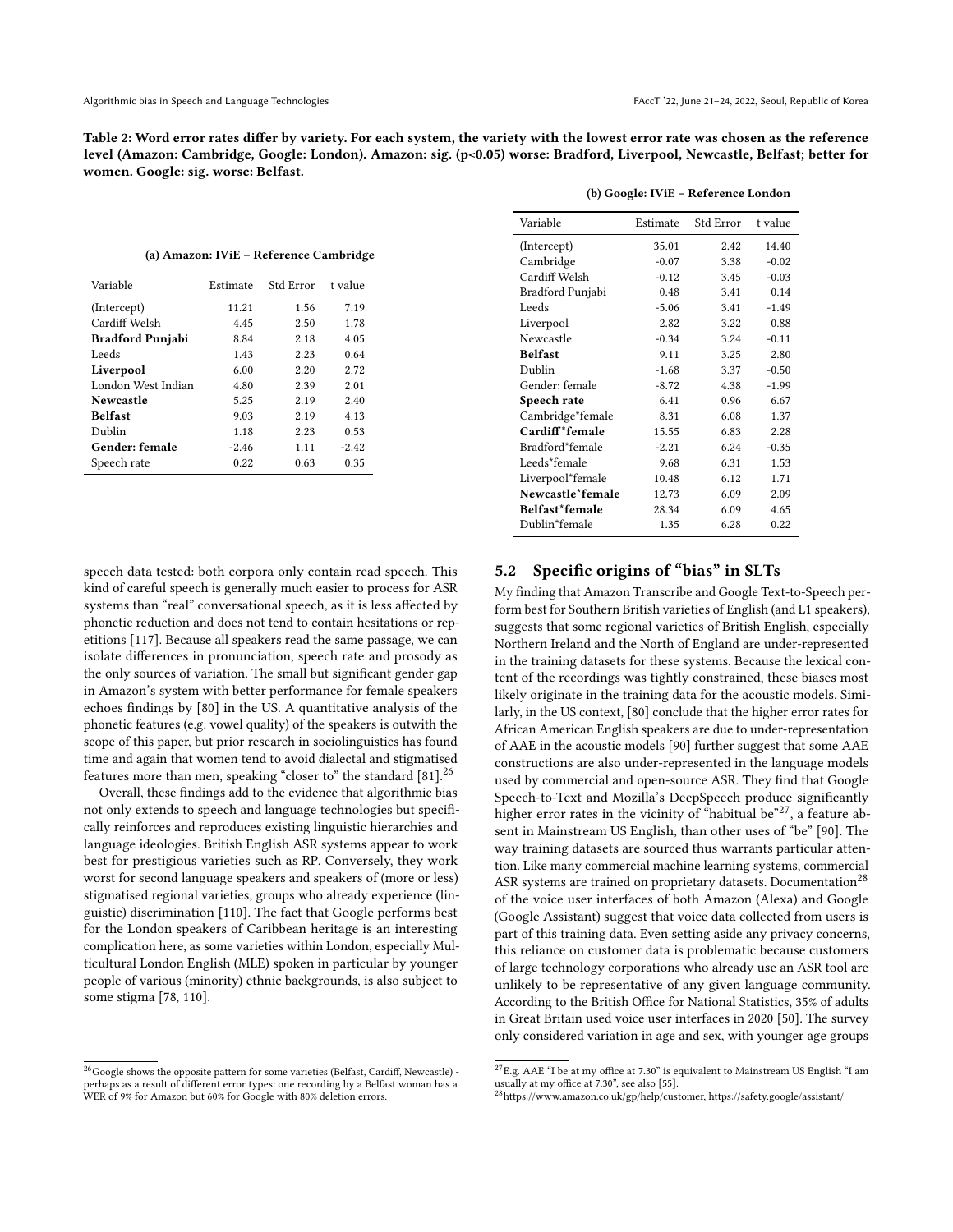**Table 2: Word error rates differ by variety. For each system, the variety with the lowest error rate was chosen as the reference level (Amazon: Cambridge, Google: London). Amazon: sig. ($p<0.05$) worse: Bradford, Liverpool, Newcastle, Belfast; better for women. Google: sig. worse: Belfast.**

**(a) Amazon: IViE – Reference Cambridge**

| Variable | Estimate | Std Error | t value |
|---|---|---|---|
| (Intercept) | 11.21 | 1.56 | 7.19 |
| Cardiff Welsh | 4.45 | 2.50 | 1.78 |
| **Bradford Punjabi** | 8.84 | 2.18 | 4.05 |
| Leeds | 1.43 | 2.23 | 0.64 |
| **Liverpool** | 6.00 | 2.20 | 2.72 |
| London West Indian | 4.80 | 2.39 | 2.01 |
| **Newcastle** | 5.25 | 2.19 | 2.40 |
| **Belfast** | 9.03 | 2.19 | 4.13 |
| Dublin | 1.18 | 2.23 | 0.53 |
| **Gender: female** | -2.46 | 1.11 | -2.42 |
| Speech rate | 0.22 | 0.63 | 0.35 |

**(b) Google: IViE – Reference London**

| Variable | Estimate | Std Error | t value |
|---|---|---|---|
| (Intercept) | 35.01 | 2.42 | 14.40 |
| Cambridge | -0.07 | 3.38 | -0.02 |
| Cardiff Welsh | -0.12 | 3.45 | -0.03 |
| Bradford Punjabi | 0.48 | 3.41 | 0.14 |
| Leeds | -5.06 | 3.41 | -1.49 |
| Liverpool | 2.82 | 3.22 | 0.88 |
| Newcastle | -0.34 | 3.24 | -0.11 |
| **Belfast** | 9.11 | 3.25 | 2.80 |
| Dublin | -1.68 | 3.37 | -0.50 |
| Gender: female | -8.72 | 4.38 | -1.99 |
| **Speech rate** | 6.41 | 0.96 | 6.67 |
| Cambridge*female | 8.31 | 6.08 | 1.37 |
| **Cardiff*female** | 15.55 | 6.83 | 2.28 |
| Bradford*female | -2.21 | 6.24 | -0.35 |
| Leeds*female | 9.68 | 6.31 | 1.53 |
| Liverpool*female | 10.48 | 6.12 | 1.71 |
| **Newcastle*female** | 12.73 | 6.09 | 2.09 |
| **Belfast*female** | 28.34 | 6.09 | 4.65 |
| Dublin*female | 1.35 | 6.28 | 0.22 |

speech data tested: both corpora only contain read speech. This kind of careful speech is generally much easier to process for ASR systems than "real" conversational speech, as it is less affected by phonetic reduction and does not tend to contain hesitations or repetitions [117]. Because all speakers read the same passage, we can isolate differences in pronunciation, speech rate and prosody as the only sources of variation. The small but significant gender gap in Amazon's system with better performance for female speakers echoes findings by [80] in the US. A quantitative analysis of the phonetic features (e.g. vowel quality) of the speakers is outwith the scope of this paper, but prior research in sociolinguistics has found time and again that women tend to avoid dialectal and stigmatised features more than men, speaking "closer to" the standard [81].[26]

Overall, these findings add to the evidence that algorithmic bias not only extends to speech and language technologies but specifically reinforces and reproduces existing linguistic hierarchies and language ideologies. British English ASR systems appear to work best for prestigious varieties such as RP. Conversely, they work worst for second language speakers and speakers of (more or less) stigmatised regional varieties, groups who already experience (linguistic) discrimination [110]. The fact that Google performs best for the London speakers of Caribbean heritage is an interesting complication here, as some varieties within London, especially Multicultural London English (MLE) spoken in particular by younger people of various (minority) ethnic backgrounds, is also subject to some stigma [78, 110].

## 5.2 Specific origins of "bias" in SLTs

My finding that Amazon Transcribe and Google Text-to-Speech perform best for Southern British varieties of English (and L1 speakers), suggests that some regional varieties of British English, especially Northern Ireland and the North of England are under-represented in the training datasets for these systems. Because the lexical content of the recordings was tightly constrained, these biases most likely originate in the training data for the acoustic models. Similarly, in the US context, [80] conclude that the higher error rates for African American English speakers are due to under-representation of AAE in the acoustic models [90] further suggest that some AAE constructions are also under-represented in the language models used by commercial and open-source ASR. They find that Google Speech-to-Text and Mozilla's DeepSpeech produce significantly higher error rates in the vicinity of "habitual be"[27], a feature absent in Mainstream US English, than other uses of "be" [90]. The way training datasets are sourced thus warrants particular attention. Like many commercial machine learning systems, commercial ASR systems are trained on proprietary datasets. Documentation[28] of the voice user interfaces of both Amazon (Alexa) and Google (Google Assistant) suggest that voice data collected from users is part of this training data. Even setting aside any privacy concerns, this reliance on customer data is problematic because customers of large technology corporations who already use an ASR tool are unlikely to be representative of any given language community. According to the British Office for National Statistics, 35% of adults in Great Britain used voice user interfaces in 2020 [50]. The survey only considered variation in age and sex, with younger age groups

[26] Google shows the opposite pattern for some varieties (Belfast, Cardiff, Newcastle) - perhaps as a result of different error types: one recording by a Belfast woman has a WER of 9% for Amazon but 60% for Google with 80% deletion errors.

[27] E.g. AAE "I be at my office at 7.30" is equivalent to Mainstream US English "I am usually at my office at 7.30", see also [55].

[28] https://www.amazon.co.uk/gp/help/customer, https://safety.google/assistant/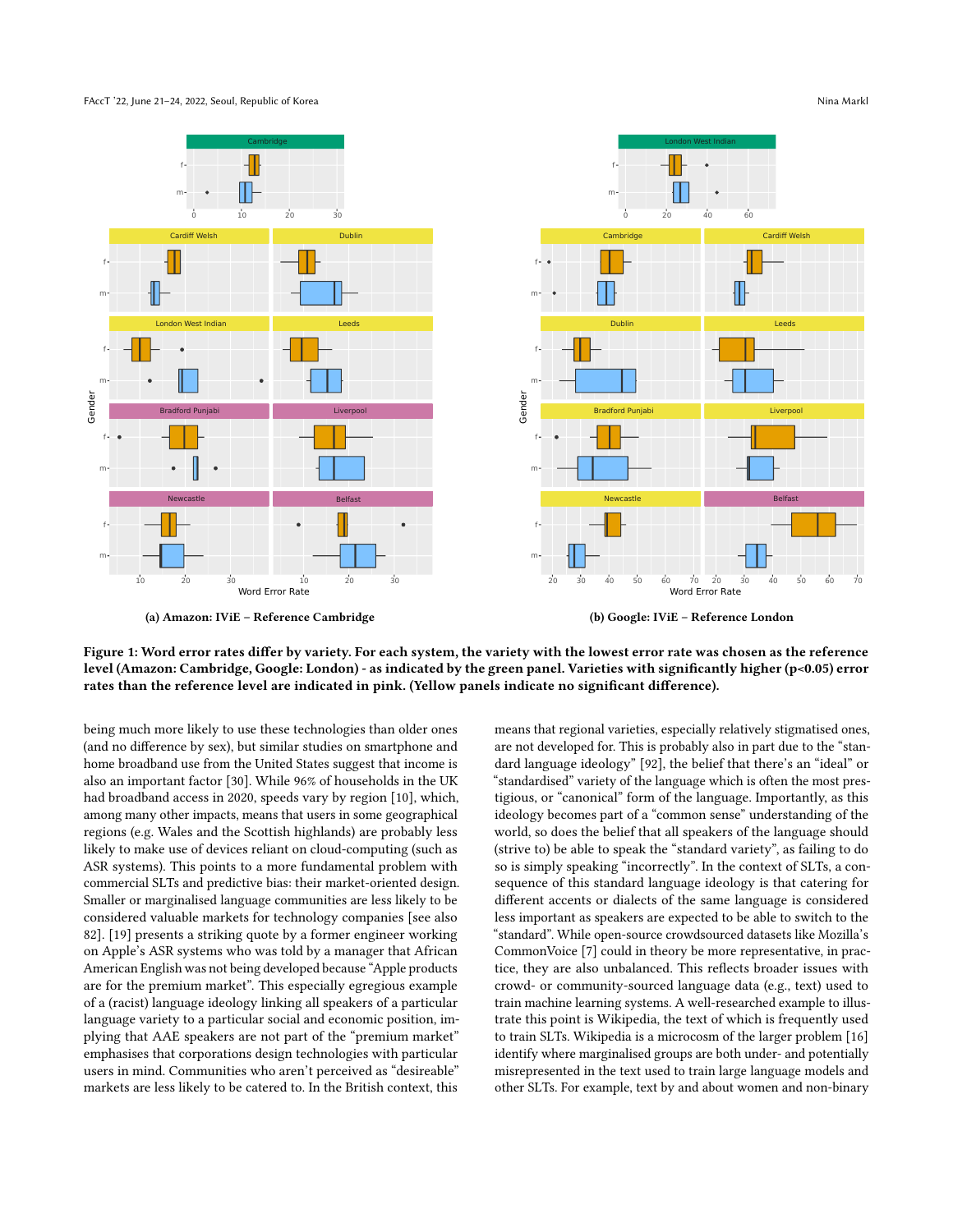(a) Amazon: IViE – Reference Cambridge

(b) Google: IViE – Reference London

**Figure 1: Word error rates differ by variety. For each system, the variety with the lowest error rate was chosen as the reference level (Amazon: Cambridge, Google: London) - as indicated by the green panel. Varieties with significantly higher (p<0.05) error rates than the reference level are indicated in pink. (Yellow panels indicate no significant difference).**

being much more likely to use these technologies than older ones (and no difference by sex), but similar studies on smartphone and home broadband use from the United States suggest that income is also an important factor [30]. While 96% of households in the UK had broadband access in 2020, speeds vary by region [10], which, among many other impacts, means that users in some geographical regions (e.g. Wales and the Scottish highlands) are probably less likely to make use of devices reliant on cloud-computing (such as ASR systems). This points to a more fundamental problem with commercial SLTs and predictive bias: their market-oriented design. Smaller or marginalised language communities are less likely to be considered valuable markets for technology companies [see also 82]. [19] presents a striking quote by a former engineer working on Apple's ASR systems who was told by a manager that African American English was not being developed because "Apple products are for the premium market". This especially egregious example of a (racist) language ideology linking all speakers of a particular language variety to a particular social and economic position, implying that AAE speakers are not part of the "premium market" emphasises that corporations design technologies with particular users in mind. Communities who aren't perceived as "desireable" markets are less likely to be catered to. In the British context, this means that regional varieties, especially relatively stigmatised ones, are not developed for. This is probably also in part due to the "standard language ideology" [92], the belief that there's an "ideal" or "standardised" variety of the language which is often the most prestigious, or "canonical" form of the language. Importantly, as this ideology becomes part of a "common sense" understanding of the world, so does the belief that all speakers of the language should (strive to) be able to speak the "standard variety", as failing to do so is simply speaking "incorrectly". In the context of SLTs, a consequence of this standard language ideology is that catering for different accents or dialects of the same language is considered less important as speakers are expected to be able to switch to the "standard". While open-source crowdsourced datasets like Mozilla's CommonVoice [7] could in theory be more representative, in practice, they are also unbalanced. This reflects broader issues with crowd- or community-sourced language data (e.g., text) used to train machine learning systems. A well-researched example to illustrate this point is Wikipedia, the text of which is frequently used to train SLTs. Wikipedia is a microcosm of the larger problem [16] identify where marginalised groups are both under- and potentially misrepresented in the text used to train large language models and other SLTs. For example, text by and about women and non-binary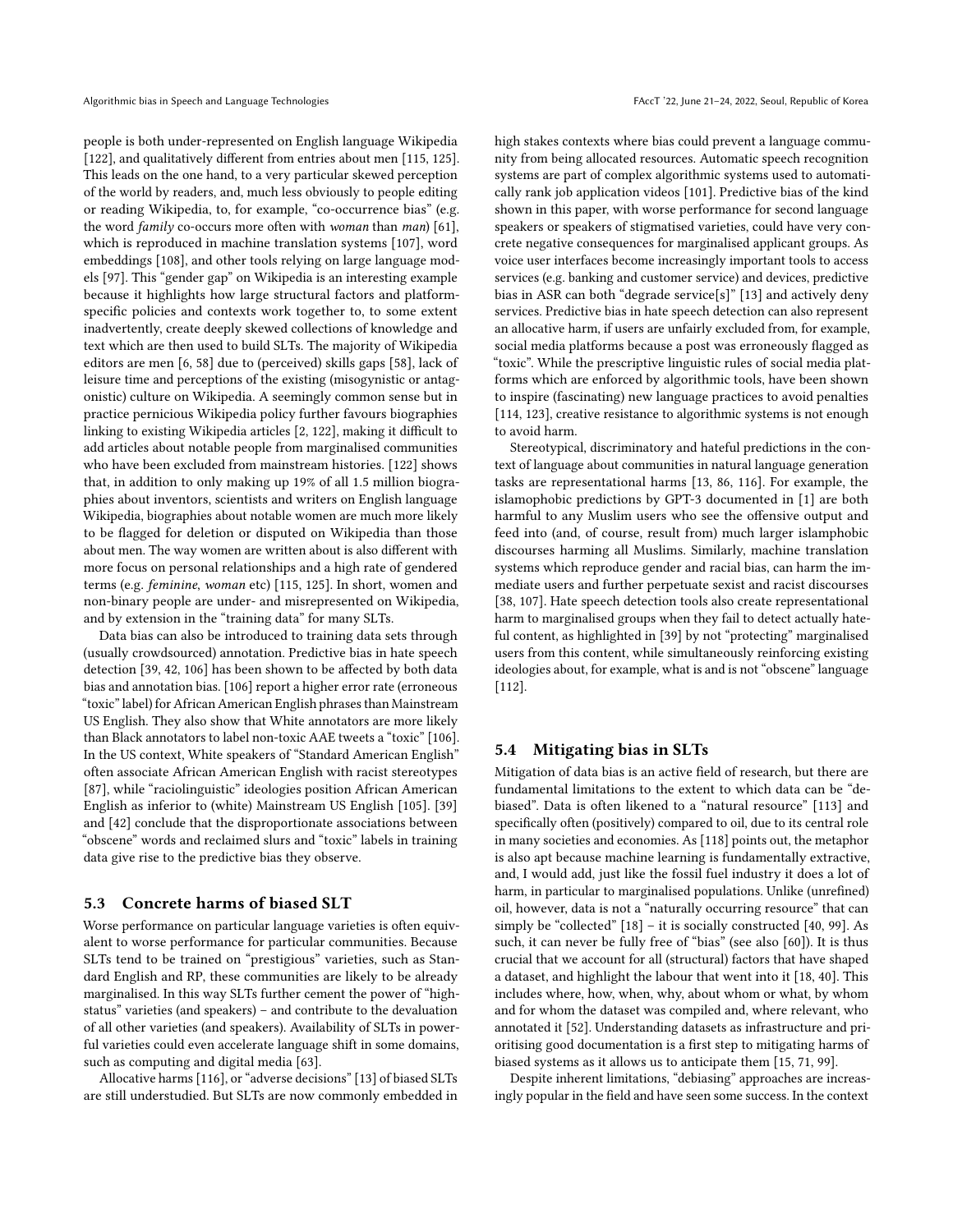people is both under-represented on English language Wikipedia [122], and qualitatively different from entries about men [115, 125]. This leads on the one hand, to a very particular skewed perception of the world by readers, and, much less obviously to people editing or reading Wikipedia, to, for example, "co-occurrence bias" (e.g. the word *family* co-occurs more often with *woman* than *man*) [61], which is reproduced in machine translation systems [107], word embeddings [108], and other tools relying on large language models [97]. This "gender gap" on Wikipedia is an interesting example because it highlights how large structural factors and platform-specific policies and contexts work together to, to some extent inadvertently, create deeply skewed collections of knowledge and text which are then used to build SLTs. The majority of Wikipedia editors are men [6, 58] due to (perceived) skills gaps [58], lack of leisure time and perceptions of the existing (misogynistic or antagonistic) culture on Wikipedia. A seemingly common sense but in practice pernicious Wikipedia policy further favours biographies linking to existing Wikipedia articles [2, 122], making it difficult to add articles about notable people from marginalised communities who have been excluded from mainstream histories. [122] shows that, in addition to only making up 19% of all 1.5 million biographies about inventors, scientists and writers on English language Wikipedia, biographies about notable women are much more likely to be flagged for deletion or disputed on Wikipedia than those about men. The way women are written about is also different with more focus on personal relationships and a high rate of gendered terms (e.g. *feminine*, *woman* etc) [115, 125]. In short, women and non-binary people are under- and misrepresented on Wikipedia, and by extension in the "training data" for many SLTs.

Data bias can also be introduced to training data sets through (usually crowdsourced) annotation. Predictive bias in hate speech detection [39, 42, 106] has been shown to be affected by both data bias and annotation bias. [106] report a higher error rate (erroneous "toxic" label) for African American English phrases than Mainstream US English. They also show that White annotators are more likely than Black annotators to label non-toxic AAE tweets a "toxic" [106]. In the US context, White speakers of "Standard American English" often associate African American English with racist stereotypes [87], while "raciolinguistic" ideologies position African American English as inferior to (white) Mainstream US English [105]. [39] and [42] conclude that the disproportionate associations between "obscene" words and reclaimed slurs and "toxic" labels in training data give rise to the predictive bias they observe.

### 5.3 Concrete harms of biased SLT

Worse performance on particular language varieties is often equivalent to worse performance for particular communities. Because SLTs tend to be trained on "prestigious" varieties, such as Standard English and RP, these communities are likely to be already marginalised. In this way SLTs further cement the power of "high-status" varieties (and speakers) – and contribute to the devaluation of all other varieties (and speakers). Availability of SLTs in powerful varieties could even accelerate language shift in some domains, such as computing and digital media [63].

Allocative harms [116], or "adverse decisions" [13] of biased SLTs are still understudied. But SLTs are now commonly embedded in high stakes contexts where bias could prevent a language community from being allocated resources. Automatic speech recognition systems are part of complex algorithmic systems used to automatically rank job application videos [101]. Predictive bias of the kind shown in this paper, with worse performance for second language speakers or speakers of stigmatised varieties, could have very concrete negative consequences for marginalised applicant groups. As voice user interfaces become increasingly important tools to access services (e.g. banking and customer service) and devices, predictive bias in ASR can both "degrade service[s]" [13] and actively deny services. Predictive bias in hate speech detection can also represent an allocative harm, if users are unfairly excluded from, for example, social media platforms because a post was erroneously flagged as "toxic". While the prescriptive linguistic rules of social media platforms which are enforced by algorithmic tools, have been shown to inspire (fascinating) new language practices to avoid penalties [114, 123], creative resistance to algorithmic systems is not enough to avoid harm.

Stereotypical, discriminatory and hateful predictions in the context of language about communities in natural language generation tasks are representational harms [13, 86, 116]. For example, the islamophobic predictions by GPT-3 documented in [1] are both harmful to any Muslim users who see the offensive output and feed into (and, of course, result from) much larger islamphobic discourses harming all Muslims. Similarly, machine translation systems which reproduce gender and racial bias, can harm the immediate users and further perpetuate sexist and racist discourses [38, 107]. Hate speech detection tools also create representational harm to marginalised groups when they fail to detect actually hateful content, as highlighted in [39] by not "protecting" marginalised users from this content, while simultaneously reinforcing existing ideologies about, for example, what is and is not "obscene" language [112].

### 5.4 Mitigating bias in SLTs

Mitigation of data bias is an active field of research, but there are fundamental limitations to the extent to which data can be "debiased". Data is often likened to a "natural resource" [113] and specifically often (positively) compared to oil, due to its central role in many societies and economies. As [118] points out, the metaphor is also apt because machine learning is fundamentally extractive, and, I would add, just like the fossil fuel industry it does a lot of harm, in particular to marginalised populations. Unlike (unrefined) oil, however, data is not a "naturally occurring resource" that can simply be "collected" [18] – it is socially constructed [40, 99]. As such, it can never be fully free of "bias" (see also [60]). It is thus crucial that we account for all (structural) factors that have shaped a dataset, and highlight the labour that went into it [18, 40]. This includes where, how, when, why, about whom or what, by whom and for whom the dataset was compiled and, where relevant, who annotated it [52]. Understanding datasets as infrastructure and prioritising good documentation is a first step to mitigating harms of biased systems as it allows us to anticipate them [15, 71, 99].

Despite inherent limitations, "debiasing" approaches are increasingly popular in the field and have seen some success. In the context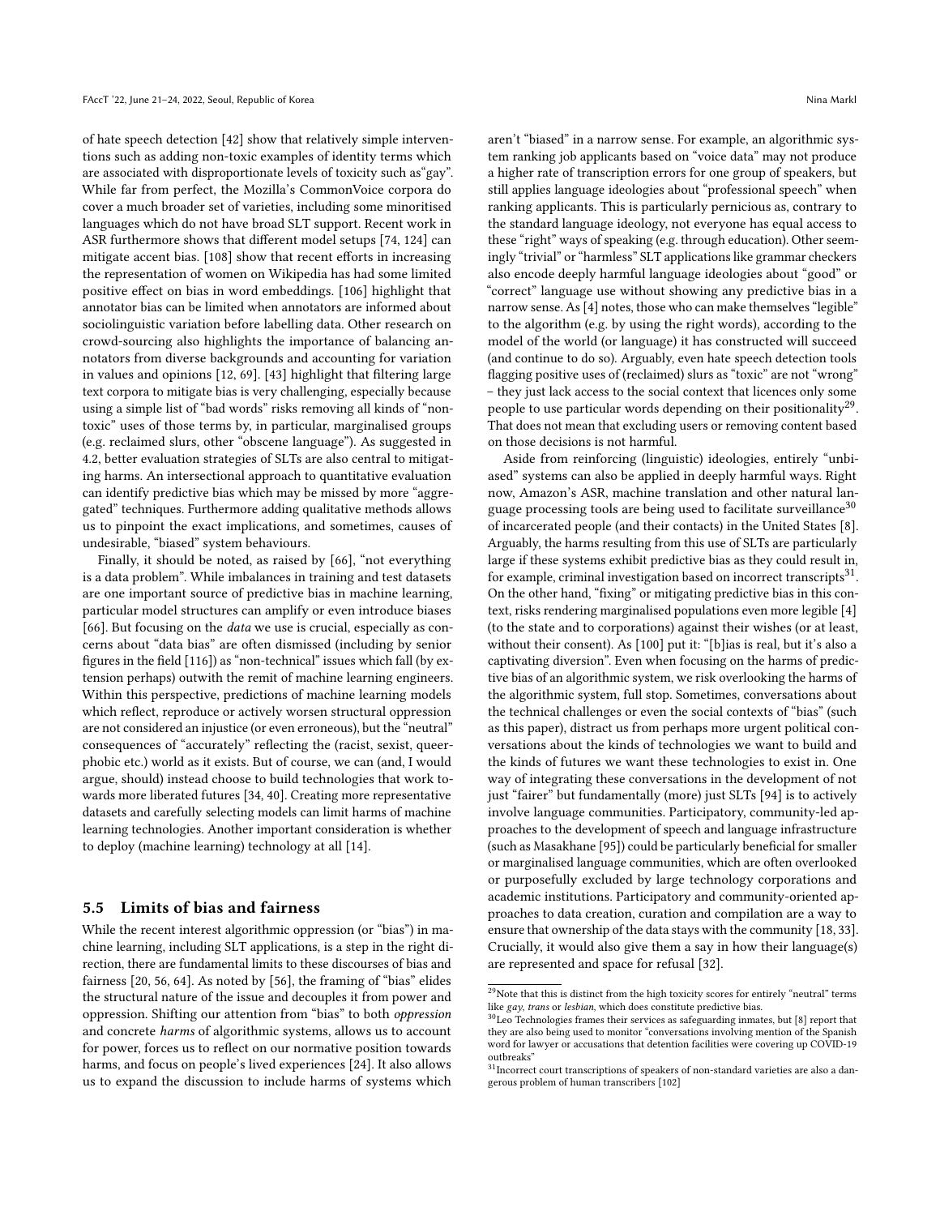of hate speech detection [42] show that relatively simple interventions such as adding non-toxic examples of identity terms which are associated with disproportionate levels of toxicity such as"gay". While far from perfect, the Mozilla's CommonVoice corpora do cover a much broader set of varieties, including some minoritised languages which do not have broad SLT support. Recent work in ASR furthermore shows that different model setups [74, 124] can mitigate accent bias. [108] show that recent efforts in increasing the representation of women on Wikipedia has had some limited positive effect on bias in word embeddings. [106] highlight that annotator bias can be limited when annotators are informed about sociolinguistic variation before labelling data. Other research on crowd-sourcing also highlights the importance of balancing annotators from diverse backgrounds and accounting for variation in values and opinions [12, 69]. [43] highlight that filtering large text corpora to mitigate bias is very challenging, especially because using a simple list of "bad words" risks removing all kinds of "non-toxic" uses of those terms by, in particular, marginalised groups (e.g. reclaimed slurs, other "obscene language"). As suggested in 4.2, better evaluation strategies of SLTs are also central to mitigating harms. An intersectional approach to quantitative evaluation can identify predictive bias which may be missed by more "aggregated" techniques. Furthermore adding qualitative methods allows us to pinpoint the exact implications, and sometimes, causes of undesirable, "biased" system behaviours.

Finally, it should be noted, as raised by [66], "not everything is a data problem". While imbalances in training and test datasets are one important source of predictive bias in machine learning, particular model structures can amplify or even introduce biases [66]. But focusing on the *data* we use is crucial, especially as concerns about "data bias" are often dismissed (including by senior figures in the field [116]) as "non-technical" issues which fall (by extension perhaps) outwith the remit of machine learning engineers. Within this perspective, predictions of machine learning models which reflect, reproduce or actively worsen structural oppression are not considered an injustice (or even erroneous), but the "neutral" consequences of "accurately" reflecting the (racist, sexist, queerphobic etc.) world as it exists. But of course, we can (and, I would argue, should) instead choose to build technologies that work towards more liberated futures [34, 40]. Creating more representative datasets and carefully selecting models can limit harms of machine learning technologies. Another important consideration is whether to deploy (machine learning) technology at all [14].

### 5.5 Limits of bias and fairness

While the recent interest algorithmic oppression (or "bias") in machine learning, including SLT applications, is a step in the right direction, there are fundamental limits to these discourses of bias and fairness [20, 56, 64]. As noted by [56], the framing of "bias" elides the structural nature of the issue and decouples it from power and oppression. Shifting our attention from "bias" to both *oppression* and concrete *harms* of algorithmic systems, allows us to account for power, forces us to reflect on our normative position towards harms, and focus on people's lived experiences [24]. It also allows us to expand the discussion to include harms of systems which aren't "biased" in a narrow sense. For example, an algorithmic system ranking job applicants based on "voice data" may not produce a higher rate of transcription errors for one group of speakers, but still applies language ideologies about "professional speech" when ranking applicants. This is particularly pernicious as, contrary to the standard language ideology, not everyone has equal access to these "right" ways of speaking (e.g. through education). Other seemingly "trivial" or "harmless" SLT applications like grammar checkers also encode deeply harmful language ideologies about "good" or "correct" language use without showing any predictive bias in a narrow sense. As [4] notes, those who can make themselves "legible" to the algorithm (e.g. by using the right words), according to the model of the world (or language) it has constructed will succeed (and continue to do so). Arguably, even hate speech detection tools flagging positive uses of (reclaimed) slurs as "toxic" are not "wrong" – they just lack access to the social context that licences only some people to use particular words depending on their positionality[29]. That does not mean that excluding users or removing content based on those decisions is not harmful.

Aside from reinforcing (linguistic) ideologies, entirely "unbiased" systems can also be applied in deeply harmful ways. Right now, Amazon's ASR, machine translation and other natural language processing tools are being used to facilitate surveillance[30] of incarcerated people (and their contacts) in the United States [8]. Arguably, the harms resulting from this use of SLTs are particularly large if these systems exhibit predictive bias as they could result in, for example, criminal investigation based on incorrect transcripts[31]. On the other hand, "fixing" or mitigating predictive bias in this context, risks rendering marginalised populations even more legible [4] (to the state and to corporations) against their wishes (or at least, without their consent). As [100] put it: "[b]ias is real, but it's also a captivating diversion". Even when focusing on the harms of predictive bias of an algorithmic system, we risk overlooking the harms of the algorithmic system, full stop. Sometimes, conversations about the technical challenges or even the social contexts of "bias" (such as this paper), distract us from perhaps more urgent political conversations about the kinds of technologies we want to build and the kinds of futures we want these technologies to exist in. One way of integrating these conversations in the development of not just "fairer" but fundamentally (more) just SLTs [94] is to actively involve language communities. Participatory, community-led approaches to the development of speech and language infrastructure (such as Masakhane [95]) could be particularly beneficial for smaller or marginalised language communities, which are often overlooked or purposefully excluded by large technology corporations and academic institutions. Participatory and community-oriented approaches to data creation, curation and compilation are a way to ensure that ownership of the data stays with the community [18, 33]. Crucially, it would also give them a say in how their language(s) are represented and space for refusal [32].

---

[29] Note that this is distinct from the high toxicity scores for entirely "neutral" terms like *gay*, *trans* or *lesbian*, which does constitute predictive bias.

[30] Leo Technologies frames their services as safeguarding inmates, but [8] report that they are also being used to monitor "conversations involving mention of the Spanish word for lawyer or accusations that detention facilities were covering up COVID-19 outbreaks"

[31] Incorrect court transcriptions of speakers of non-standard varieties are also a dangerous problem of human transcribers [102]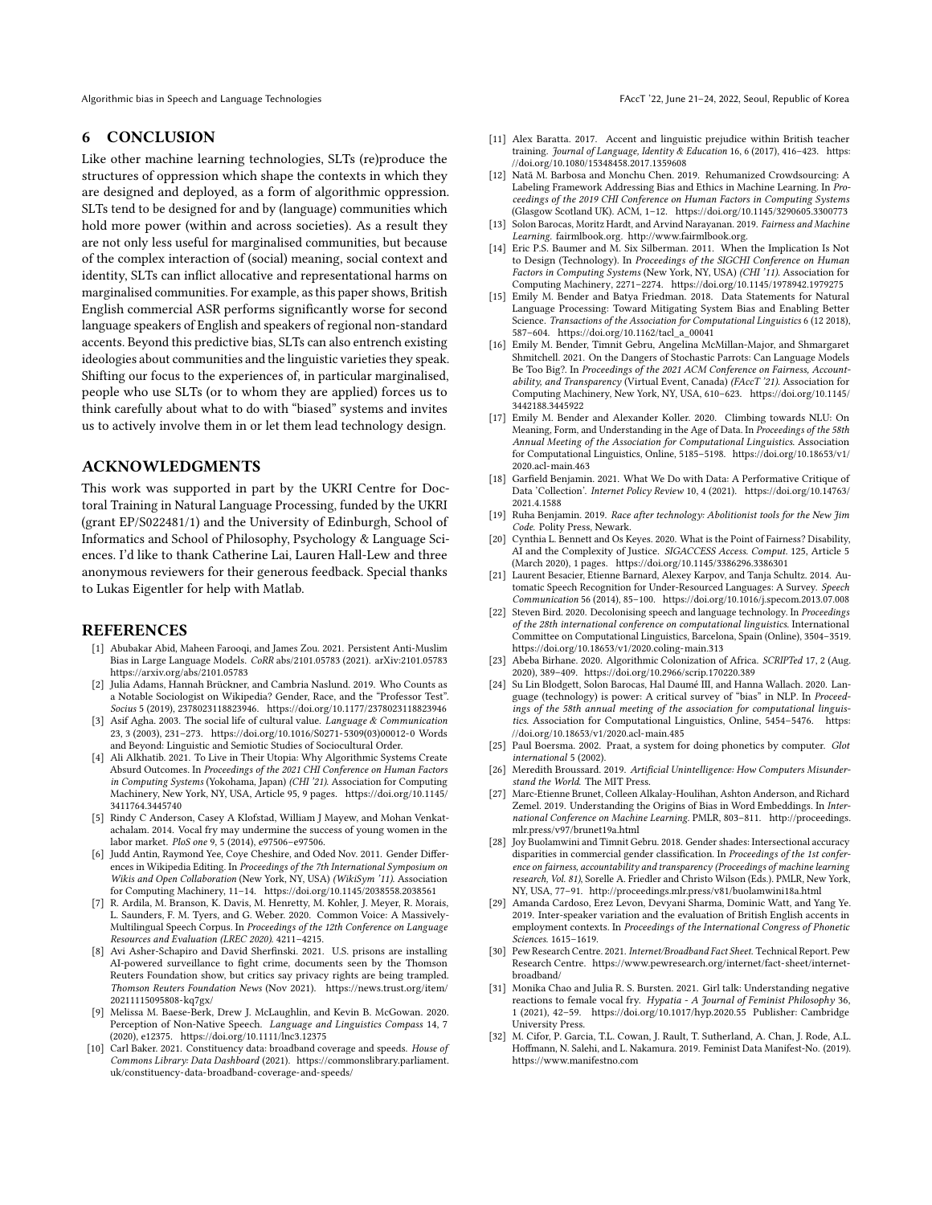## 6 CONCLUSION

Like other machine learning technologies, SLTs (re)produce the structures of oppression which shape the contexts in which they are designed and deployed, as a form of algorithmic oppression. SLTs tend to be designed for and by (language) communities which hold more power (within and across societies). As a result they are not only less useful for marginalised communities, but because of the complex interaction of (social) meaning, social context and identity, SLTs can inflict allocative and representational harms on marginalised communities. For example, as this paper shows, British English commercial ASR performs significantly worse for second language speakers of English and speakers of regional non-standard accents. Beyond this predictive bias, SLTs can also entrench existing ideologies about communities and the linguistic varieties they speak. Shifting our focus to the experiences of, in particular marginalised, people who use SLTs (or to whom they are applied) forces us to think carefully about what to do with "biased" systems and invites us to actively involve them in or let them lead technology design.

## ACKNOWLEDGMENTS

This work was supported in part by the UKRI Centre for Doctoral Training in Natural Language Processing, funded by the UKRI (grant EP/S022481/1) and the University of Edinburgh, School of Informatics and School of Philosophy, Psychology & Language Sciences. I'd like to thank Catherine Lai, Lauren Hall-Lew and three anonymous reviewers for their generous feedback. Special thanks to Lukas Eigentler for help with Matlab.

## REFERENCES

[1] Abubakar Abid, Maheen Farooqi, and James Zou. 2021. Persistent Anti-Muslim Bias in Large Language Models. *CoRR* abs/2101.05783 (2021). arXiv:2101.05783 https://arxiv.org/abs/2101.05783

[2] Julia Adams, Hannah Brückner, and Cambria Naslund. 2019. Who Counts as a Notable Sociologist on Wikipedia? Gender, Race, and the "Professor Test". *Socius* 5 (2019), 2378023118823946. https://doi.org/10.1177/2378023118823946

[3] Asif Agha. 2003. The social life of cultural value. *Language & Communication* 23, 3 (2003), 231–273. https://doi.org/10.1016/S0271-5309(03)00012-0 Words and Beyond: Linguistic and Semiotic Studies of Sociocultural Order.

[4] Ali Alkhatib. 2021. To Live in Their Utopia: Why Algorithmic Systems Create Absurd Outcomes. In *Proceedings of the 2021 CHI Conference on Human Factors in Computing Systems* (Yokohama, Japan) *(CHI '21)*. Association for Computing Machinery, New York, NY, USA, Article 95, 9 pages. https://doi.org/10.1145/3411764.3445740

[5] Rindy C Anderson, Casey A Klofstad, William J Mayew, and Mohan Venkatachalam. 2014. Vocal fry may undermine the success of young women in the labor market. *PloS one* 9, 5 (2014), e97506–e97506.

[6] Judd Antin, Raymond Yee, Coye Cheshire, and Oded Nov. 2011. Gender Differences in Wikipedia Editing. In *Proceedings of the 7th International Symposium on Wikis and Open Collaboration* (New York, NY, USA) *(WikiSym '11)*. Association for Computing Machinery, 11–14. https://doi.org/10.1145/2038558.2038561

[7] R. Ardila, M. Branson, K. Davis, M. Henretty, M. Kohler, J. Meyer, R. Morais, L. Saunders, F. M. Tyers, and G. Weber. 2020. Common Voice: A Massively-Multilingual Speech Corpus. In *Proceedings of the 12th Conference on Language Resources and Evaluation (LREC 2020)*. 4211–4215.

[8] Avi Asher-Schapiro and David Sherfinski. 2021. U.S. prisons are installing AI-powered surveillance to fight crime, documents seen by the Thomson Reuters Foundation show, but critics say privacy rights are being trampled. *Thomson Reuters Foundation News* (Nov 2021). https://news.trust.org/item/20211115095808-kq7gx/

[9] Melissa M. Baese-Berk, Drew J. McLaughlin, and Kevin B. McGowan. 2020. Perception of Non-Native Speech. *Language and Linguistics Compass* 14, 7 (2020), e12375. https://doi.org/10.1111/lnc3.12375

[10] Carl Baker. 2021. Constituency data: broadband coverage and speeds. *House of Commons Library: Data Dashboard* (2021). https://commonslibrary.parliament.uk/constituency-data-broadband-coverage-and-speeds/

[11] Alex Baratta. 2017. Accent and linguistic prejudice within British teacher training. *Journal of Language, Identity & Education* 16, 6 (2017), 416–423. https://doi.org/10.1080/15348458.2017.1359608

[12] Natã M. Barbosa and Monchu Chen. 2019. Rehumanized Crowdsourcing: A Labeling Framework Addressing Bias and Ethics in Machine Learning. In *Proceedings of the 2019 CHI Conference on Human Factors in Computing Systems* (Glasgow Scotland UK). ACM, 1–12. https://doi.org/10.1145/3290605.3300773

[13] Solon Barocas, Moritz Hardt, and Arvind Narayanan. 2019. *Fairness and Machine Learning*. fairmlbook.org. http://www.fairmlbook.org.

[14] Eric P.S. Baumer and M. Six Silberman. 2011. When the Implication Is Not to Design (Technology). In *Proceedings of the SIGCHI Conference on Human Factors in Computing Systems* (New York, NY, USA) *(CHI '11)*. Association for Computing Machinery, 2271–2274. https://doi.org/10.1145/1978942.1979275

[15] Emily M. Bender and Batya Friedman. 2018. Data Statements for Natural Language Processing: Toward Mitigating System Bias and Enabling Better Science. *Transactions of the Association for Computational Linguistics* 6 (12 2018), 587–604. https://doi.org/10.1162/tacl_a_00041

[16] Emily M. Bender, Timnit Gebru, Angelina McMillan-Major, and Shmargaret Shmitchell. 2021. On the Dangers of Stochastic Parrots: Can Language Models Be Too Big?. In *Proceedings of the 2021 ACM Conference on Fairness, Accountability, and Transparency* (Virtual Event, Canada) *(FAccT '21)*. Association for Computing Machinery, New York, NY, USA, 610–623. https://doi.org/10.1145/3442188.3445922

[17] Emily M. Bender and Alexander Koller. 2020. Climbing towards NLU: On Meaning, Form, and Understanding in the Age of Data. In *Proceedings of the 58th Annual Meeting of the Association for Computational Linguistics*. Association for Computational Linguistics, Online, 5185–5198. https://doi.org/10.18653/v1/2020.acl-main.463

[18] Garfield Benjamin. 2021. What We Do with Data: A Performative Critique of Data 'Collection'. *Internet Policy Review* 10, 4 (2021). https://doi.org/10.14763/2021.4.1588

[19] Ruha Benjamin. 2019. *Race after technology: Abolitionist tools for the New Jim Code*. Polity Press, Newark.

[20] Cynthia L. Bennett and Os Keyes. 2020. What is the Point of Fairness? Disability, AI and the Complexity of Justice. *SIGACCESS Access. Comput.* 125, Article 5 (March 2020), 1 pages. https://doi.org/10.1145/3386296.3386301

[21] Laurent Besacier, Etienne Barnard, Alexey Karpov, and Tanja Schultz. 2014. Automatic Speech Recognition for Under-Resourced Languages: A Survey. *Speech Communication* 56 (2014), 85–100. https://doi.org/10.1016/j.specom.2013.07.008

[22] Steven Bird. 2020. Decolonising speech and language technology. In *Proceedings of the 28th international conference on computational linguistics*. International Committee on Computational Linguistics, Barcelona, Spain (Online), 3504–3519. https://doi.org/10.18653/v1/2020.coling-main.313

[23] Abeba Birhane. 2020. Algorithmic Colonization of Africa. *SCRIPTed* 17, 2 (Aug. 2020), 389–409. https://doi.org/10.2966/scrip.170220.389

[24] Su Lin Blodgett, Solon Barocas, Hal Daumé III, and Hanna Wallach. 2020. Language (technology) is power: A critical survey of "bias" in NLP. In *Proceedings of the 58th annual meeting of the association for computational linguistics*. Association for Computational Linguistics, Online, 5454–5476. https://doi.org/10.18653/v1/2020.acl-main.485

[25] Paul Boersma. 2002. Praat, a system for doing phonetics by computer. *Glot international* 5 (2002).

[26] Meredith Broussard. 2019. *Artificial Unintelligence: How Computers Misunderstand the World*. The MIT Press.

[27] Marc-Etienne Brunet, Colleen Alkalay-Houlihan, Ashton Anderson, and Richard Zemel. 2019. Understanding the Origins of Bias in Word Embeddings. In *International Conference on Machine Learning*. PMLR, 803–811. http://proceedings.mlr.press/v97/brunet19a.html

[28] Joy Buolamwini and Timnit Gebru. 2018. Gender shades: Intersectional accuracy disparities in commercial gender classification. In *Proceedings of the 1st conference on fairness, accountability and transparency (Proceedings of machine learning research, Vol. 81)*, Sorelle A. Friedler and Christo Wilson (Eds.). PMLR, New York, NY, USA, 77–91. http://proceedings.mlr.press/v81/buolamwini18a.html

[29] Amanda Cardoso, Erez Levon, Devyani Sharma, Dominic Watt, and Yang Ye. 2019. Inter-speaker variation and the evaluation of British English accents in employment contexts. In *Proceedings of the International Congress of Phonetic Sciences*. 1615–1619.

[30] Pew Research Centre. 2021. *Internet/Broadband Fact Sheet*. Technical Report. Pew Research Centre. https://www.pewresearch.org/internet/fact-sheet/internet-broadband/

[31] Monika Chao and Julia R. S. Bursten. 2021. Girl talk: Understanding negative reactions to female vocal fry. *Hypatia - A Journal of Feminist Philosophy* 36, 1 (2021), 42–59. https://doi.org/10.1017/hyp.2020.55 Publisher: Cambridge University Press.

[32] M. Cifor, P. Garcia, T.L. Cowan, J. Rault, T. Sutherland, A. Chan, J. Rode, A.L. Hoffmann, N. Salehi, and L. Nakamura. 2019. Feminist Data Manifest-No. (2019). https://www.manifestno.com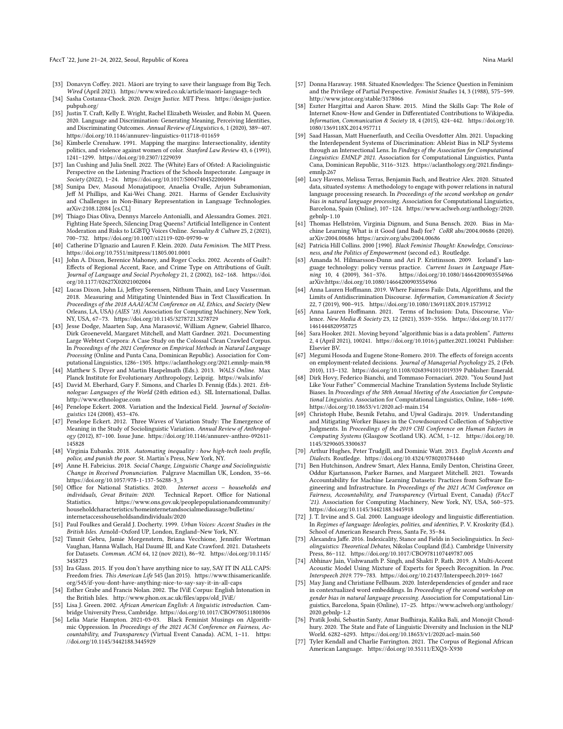[33] Donavyn Coffey. 2021. Māori are trying to save their language from Big Tech. *Wired* (April 2021). https://www.wired.co.uk/article/maori-language-tech

[34] Sasha Costanza-Chock. 2020. *Design Justice.* MIT Press. https://design-justice.pubpub.org/

[35] Justin T. Craft, Kelly E. Wright, Rachel Elizabeth Weissler, and Robin M. Queen. 2020. Language and Discrimination: Generating Meaning, Perceiving Identities, and Discriminating Outcomes. *Annual Review of Linguistics* 6, 1 (2020), 389–407. https://doi.org/10.1146/annurev-linguistics-011718-011659

[36] Kimberle Crenshaw. 1991. Mapping the margins: Intersectionality, identity politics, and violence against women of color. *Stanford Law Review* 43, 6 (1991), 1241–1299. https://doi.org/10.2307/1229039

[37] Ian Cushing and Julia Snell. 2022. The (White) Ears of Ofsted: A Raciolinguistic Perspective on the Listening Practices of the Schools Inspectorate. *Language in Society* (2022), 1–24. https://doi.org/10.1017/S0047404522000094

[38] Sunipa Dev, Masoud Monajatipoor, Anaelia Ovalle, Arjun Subramonian, Jeff M Phillips, and Kai-Wei Chang. 2021. Harms of Gender Exclusivity and Challenges in Non-Binary Representation in Language Technologies. arXiv:2108.12084 [cs.CL]

[39] Thiago Dias Oliva, Dennys Marcelo Antonialli, and Alessandra Gomes. 2021. Fighting Hate Speech, Silencing Drag Queens? Artificial Intelligence in Content Moderation and Risks to LGBTQ Voices Online. *Sexuality & Culture* 25, 2 (2021), 700–732. https://doi.org/10.1007/s12119-020-09790-w

[40] Catherine D'Ignazio and Lauren F. Klein. 2020. *Data Feminism.* The MIT Press. https://doi.org/10.7551/mitpress/11805.001.0001

[41] John A. Dixon, Berenice Mahoney, and Roger Cocks. 2002. Accents of Guilt?: Effects of Regional Accent, Race, and Crime Type on Attributions of Guilt. *Journal of Language and Social Psychology* 21, 2 (2002), 162–168. https://doi.org/10.1177/02627X02021002004

[42] Lucas Dixon, John Li, Jeffrey Sorensen, Nithum Thain, and Lucy Vasserman. 2018. Measuring and Mitigating Unintended Bias in Text Classification. In *Proceedings of the 2018 AAAI/ACM Conference on AI, Ethics, and Society* (New Orleans, LA, USA) *(AIES '18)*. Association for Computing Machinery, New York, NY, USA, 67–73. https://doi.org/10.1145/3278721.3278729

[43] Jesse Dodge, Maarten Sap, Ana Marasović, William Agnew, Gabriel Ilharco, Dirk Groeneveld, Margaret Mitchell, and Matt Gardner. 2021. Documenting Large Webtext Corpora: A Case Study on the Colossal Clean Crawled Corpus. In *Proceedings of the 2021 Conference on Empirical Methods in Natural Language Processing* (Online and Punta Cana, Dominican Republic). Association for Computational Linguistics, 1286–1305. https://aclanthology.org/2021.emnlp-main.98

[44] Matthew S. Dryer and Martin Haspelmath (Eds.). 2013. *WALS Online.* Max Planck Institute for Evolutionary Anthropology, Leipzig. https://wals.info/

[45] David M. Eberhard, Gary F. Simons, and Charles D. Fennig (Eds.). 2021. *Ethnologue: Languages of the World* (24th edition ed.). SIL International, Dallas. http://www.ethnologue.com

[46] Penelope Eckert. 2008. Variation and the Indexical Field. *Journal of Sociolinguistics* 124 (2008), 453–476.

[47] Penelope Eckert. 2012. Three Waves of Variation Study: The Emergence of Meaning in the Study of Sociolinguistic Variation. *Annual Review of Anthropology* (2012), 87–100. Issue June. https://doi.org/10.1146/annurev-anthro-092611-145828

[48] Virginia Eubanks. 2018. *Automating inequality : how high-tech tools profile, police, and punish the poor.* St. Martin's Press, New York, NY.

[49] Anne H. Fabricius. 2018. *Social Change, Linguistic Change and Sociolinguistic Change in Received Pronunciation.* Palgrave Macmillan UK, London, 35–66. https://doi.org/10.1057/978-1-137-56288-3_3

[50] Office for National Statistics. 2020. *Internet access – households and individuals, Great Britain: 2020.* Technical Report. Office for National Statistics. https://www.ons.gov.uk/peoplepopulationandcommunity/householdcharacteristics/homeinternetandsocialmediausage/bulletins/internetaccesshouseholdsandindividuals/2020

[51] Paul Foulkes and Gerald J. Docherty. 1999. *Urban Voices: Accent Studies in the British Isles.* Arnold–Oxford UP, London, England–New York, NY.

[52] Timnit Gebru, Jamie Morgenstern, Briana Vecchione, Jennifer Wortman Vaughan, Hanna Wallach, Hal Daumé III, and Kate Crawford. 2021. Datasheets for Datasets. *Commun. ACM* 64, 12 (nov 2021), 86–92. https://doi.org/10.1145/3458723

[53] Ira Glass. 2015. If you don't have anything nice to say, SAY IT IN ALL CAPS: Freedom fries. *This American Life* 545 (Jan 2015). https://www.thisamericanlife.org/545/if-you-dont-have-anything-nice-to-say-say-it-in-all-caps

[54] Esther Grabe and Francis Nolan. 2002. The IViE Corpus: English Intonation in the British Isles. http://www.phon.ox.ac.uk/files/apps/old_IViE/

[55] Lisa J. Green. 2002. *African American English: A linguistic introduction.* Cambridge University Press, Cambridge. https://doi.org/10.1017/CBO9780511800306

[56] Lelia Marie Hampton. 2021-03-03. Black Feminist Musings on Algorithmic Oppression. In *Proceedings of the 2021 ACM Conference on Fairness, Accountability, and Transparency* (Virtual Event Canada). ACM, 1–11. https://doi.org/10.1145/3442188.3445929

[57] Donna Haraway. 1988. Situated Knowledges: The Science Question in Feminism and the Privilege of Partial Perspective. *Feminist Studies* 14, 3 (1988), 575–599. http://www.jstor.org/stable/3178066

[58] Eszter Hargittai and Aaron Shaw. 2015. Mind the Skills Gap: The Role of Internet Know-How and Gender in Differentiated Contributions to Wikipedia. *Information, Communication & Society* 18, 4 (2015), 424–442. https://doi.org/10.1080/1369118X.2014.957711

[59] Saad Hassan, Matt Huenerfauth, and Cecilia Ovesdotter Alm. 2021. Unpacking the Interdependent Systems of Discrimination: Ableist Bias in NLP Systems through an Intersectional Lens. In *Findings of the Association for Computational Linguistics: EMNLP 2021.* Association for Computational Linguistics, Punta Cana, Dominican Republic, 3116–3123. https://aclanthology.org/2021.findings-emnlp.267

[60] Lucy Havens, Melissa Terras, Benjamin Bach, and Beatrice Alex. 2020. Situated data, situated systems: A methodology to engage with power relations in natural language processing research. In *Proceedings of the second workshop on gender bias in natural language processing.* Association for Computational Linguistics, Barcelona, Spain (Online), 107–124. https://www.aclweb.org/anthology/2020.gebnlp-1.10

[61] Thomas Hellström, Virginia Dignum, and Suna Bensch. 2020. Bias in Machine Learning What is it Good (and Bad) for? *CoRR* abs/2004.00686 (2020). arXiv:2004.00686 https://arxiv.org/abs/2004.00686

[62] Patricia Hill Collins. 2000 [1990]. *Black Feminist Thought: Knowledge, Consciousness, and the Politics of Empowerment* (second ed.). Routledge.

[63] Amanda M. Hilmarsson-Dunn and Ari P. Kristinsson. 2009. Iceland's language technology: policy versus practice. *Current Issues in Language Planning* 10, 4 (2009), 361–376. https://doi.org/10.1080/14664200903554966 arXiv:https://doi.org/10.1080/14664200903554966

[64] Anna Lauren Hoffmann. 2019. Where Fairness Fails: Data, Algorithms, and the Limits of Antidiscrimination Discourse. *Information, Communication & Society* 22, 7 (2019), 900–915. https://doi.org/10.1080/1369118X.2019.1573912

[65] Anna Lauren Hoffmann. 2021. Terms of Inclusion: Data, Discourse, Violence. *New Media & Society* 23, 12 (2021), 3539–3556. https://doi.org/10.1177/1461444820958725

[66] Sara Hooker. 2021. Moving beyond "algorithmic bias is a data problem". *Patterns* 2, 4 (April 2021), 100241. https://doi.org/10.1016/j.patter.2021.100241 Publisher: Elsevier BV.

[67] Megumi Hosoda and Eugene Stone-Romero. 2010. The effects of foreign accents on employment-related decisions. *Journal of Managerial Psychology* 25, 2 (Feb. 2010), 113–132. https://doi.org/10.1108/02683941011019339 Publisher: Emerald.

[68] Dirk Hovy, Federico Bianchi, and Tommaso Fornaciari. 2020. "You Sound Just Like Your Father" Commercial Machine Translation Systems Include Stylistic Biases. In *Proceedings of the 58th Annual Meeting of the Association for Computational Linguistics.* Association for Computational Linguistics, Online, 1686–1690. https://doi.org/10.18653/v1/2020.acl-main.154

[69] Christoph Hube, Besnik Fetahu, and Ujwal Gadiraju. 2019. Understanding and Mitigating Worker Biases in the Crowdsourced Collection of Subjective Judgments. In *Proceedings of the 2019 CHI Conference on Human Factors in Computing Systems* (Glasgow Scotland UK). ACM, 1–12. https://doi.org/10.1145/3290605.3300637

[70] Arthur Hughes, Peter Trudgill, and Dominic Watt. 2013. *English Accents and Dialects.* Routledge. https://doi.org/10.4324/9780203784440

[71] Ben Hutchinson, Andrew Smart, Alex Hanna, Emily Denton, Christina Greer, Oddur Kjartansson, Parker Barnes, and Margaret Mitchell. 2021. Towards Accountability for Machine Learning Datasets: Practices from Software Engineering and Infrastructure. In *Proceedings of the 2021 ACM Conference on Fairness, Accountability, and Transparency* (Virtual Event, Canada) *(FAccT '21)*. Association for Computing Machinery, New York, NY, USA, 560–575. https://doi.org/10.1145/3442188.3445918

[72] J. T. Irvine and S. Gal. 2000. Language ideology and linguistic differentiation. In *Regimes of language: Ideologies, polities, and identities*, P. V. Kroskrity (Ed.). School of American Research Press, Santa Fe, 35–84.

[73] Alexandra Jaffe. 2016. Indexicality, Stance and Fields in Sociolinguistics. In *Sociolinguistics: Theoretical Debates*, Nikolas Coupland (Ed.). Cambridge University Press, 86–112. https://doi.org/10.1017/CBO9781107449787.005

[74] Abhinav Jain, Vishwanath P. Singh, and Shakti P. Rath. 2019. A Multi-Accent Acoustic Model Using Mixture of Experts for Speech Recognition. In *Proc. Interspeech 2019.* 779–783. https://doi.org/10.21437/Interspeech.2019-1667

[75] May Jiang and Christiane Fellbaum. 2020. Interdependencies of gender and race in contextualized word embeddings. In *Proceedings of the second workshop on gender bias in natural language processing.* Association for Computational Linguistics, Barcelona, Spain (Online), 17–25. https://www.aclweb.org/anthology/2020.gebnlp-1.2

[76] Pratik Joshi, Sebastin Santy, Amar Budhiraja, Kalika Bali, and Monojit Choudhury. 2020. The State and Fate of Linguistic Diversity and Inclusion in the NLP World. 6282–6293. https://doi.org/10.18653/v1/2020.acl-main.560

[77] Tyler Kendall and Charlie Farrington. 2021. The Corpus of Regional African American Language. https://doi.org/10.35111/EXQ3-X930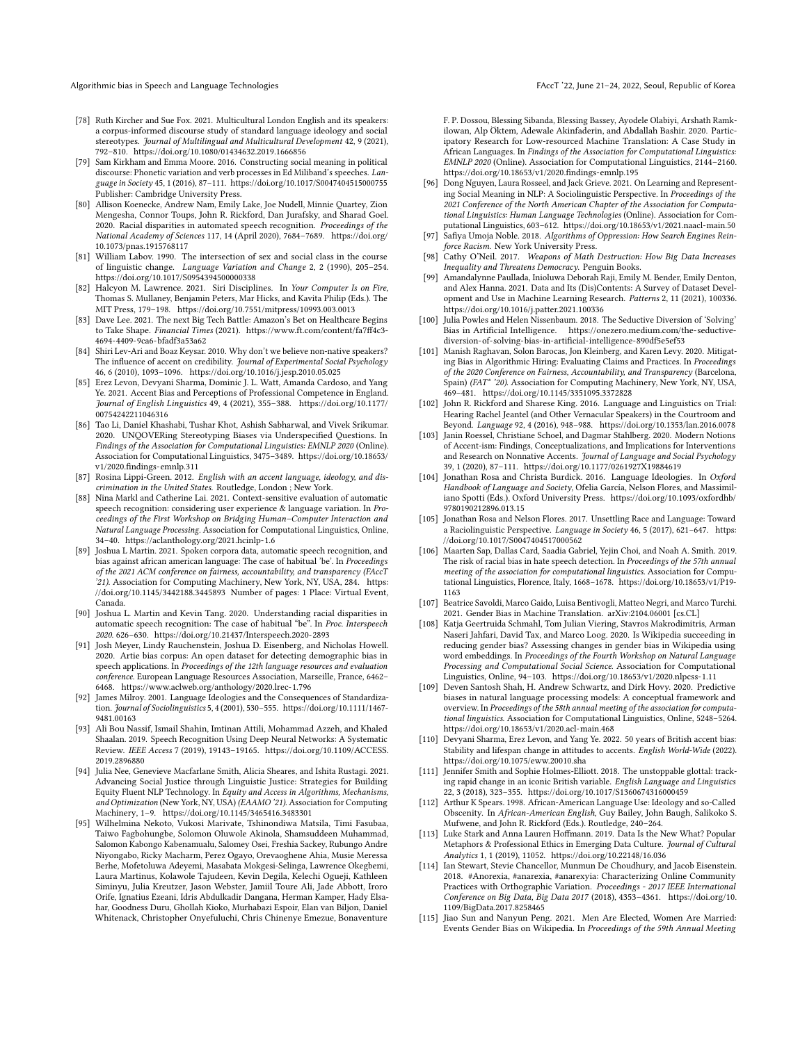- [78] Ruth Kircher and Sue Fox. 2021. Multicultural London English and its speakers: a corpus-informed discourse study of standard language ideology and social stereotypes. *Journal of Multilingual and Multicultural Development* 42, 9 (2021), 792–810. https://doi.org/10.1080/01434632.2019.1666856
- [79] Sam Kirkham and Emma Moore. 2016. Constructing social meaning in political discourse: Phonetic variation and verb processes in Ed Miliband's speeches. *Language in Society* 45, 1 (2016), 87–111. https://doi.org/10.1017/S0047404515000755 Publisher: Cambridge University Press.
- [80] Allison Koenecke, Andrew Nam, Emily Lake, Joe Nudell, Minnie Quartey, Zion Mengesha, Connor Toups, John R. Rickford, Dan Jurafsky, and Sharad Goel. 2020. Racial disparities in automated speech recognition. *Proceedings of the National Academy of Sciences* 117, 14 (April 2020), 7684–7689. https://doi.org/10.1073/pnas.1915768117
- [81] William Labov. 1990. The intersection of sex and social class in the course of linguistic change. *Language Variation and Change* 2, 2 (1990), 205–254. https://doi.org/10.1017/S0954394500000338
- [82] Halcyon M. Lawrence. 2021. Siri Disciplines. In *Your Computer Is on Fire*, Thomas S. Mullaney, Benjamin Peters, Mar Hicks, and Kavita Philip (Eds.). The MIT Press, 179–198. https://doi.org/10.7551/mitpress/10993.003.0013
- [83] Dave Lee. 2021. The next Big Tech Battle: Amazon's Bet on Healthcare Begins to Take Shape. *Financial Times* (2021). https://www.ft.com/content/fa7ff4c3-4694-4409-9ca6-bfadf3a53a62
- [84] Shiri Lev-Ari and Boaz Keysar. 2010. Why don't we believe non-native speakers? The influence of accent on credibility. *Journal of Experimental Social Psychology* 46, 6 (2010), 1093–1096. https://doi.org/10.1016/j.jesp.2010.05.025
- [85] Erez Levon, Devyani Sharma, Dominic J. L. Watt, Amanda Cardoso, and Yang Ye. 2021. Accent Bias and Perceptions of Professional Competence in England. *Journal of English Linguistics* 49, 4 (2021), 355–388. https://doi.org/10.1177/00754242211046316
- [86] Tao Li, Daniel Khashabi, Tushar Khot, Ashish Sabharwal, and Vivek Srikumar. 2020. UNQOVERing Stereotyping Biases via Underspecified Questions. In *Findings of the Association for Computational Linguistics: EMNLP 2020* (Online). Association for Computational Linguistics, 3475–3489. https://doi.org/10.18653/v1/2020.findings-emnlp.311
- [87] Rosina Lippi-Green. 2012. *English with an accent language, ideology, and discrimination in the United States*. Routledge, London ; New York.
- [88] Nina Markl and Catherine Lai. 2021. Context-sensitive evaluation of automatic speech recognition: considering user experience & language variation. In *Proceedings of the First Workshop on Bridging Human–Computer Interaction and Natural Language Processing*. Association for Computational Linguistics, Online, 34–40. https://aclanthology.org/2021.hcinlp-1.6
- [89] Joshua L Martin. 2021. Spoken corpora data, automatic speech recognition, and bias against african american language: The case of habitual 'be'. In *Proceedings of the 2021 ACM conference on fairness, accountability, and transparency (FAccT '21)*. Association for Computing Machinery, New York, NY, USA, 284. https://doi.org/10.1145/3442188.3445893 Number of pages: 1 Place: Virtual Event, Canada.
- [90] Joshua L. Martin and Kevin Tang. 2020. Understanding racial disparities in automatic speech recognition: The case of habitual "be". In *Proc. Interspeech 2020*. 626–630. https://doi.org/10.21437/Interspeech.2020-2893
- [91] Josh Meyer, Lindy Rauchenstein, Joshua D. Eisenberg, and Nicholas Howell. 2020. Artie bias corpus: An open dataset for detecting demographic bias in speech applications. In *Proceedings of the 12th language resources and evaluation conference*. European Language Resources Association, Marseille, France, 6462–6468. https://www.aclweb.org/anthology/2020.lrec-1.796
- [92] James Milroy. 2001. Language Ideologies and the Consequences of Standardization. *Journal of Sociolinguistics* 5, 4 (2001), 530–555. https://doi.org/10.1111/1467-9481.00163
- [93] Ali Bou Nassif, Ismail Shahin, Imtinan Attili, Mohammad Azzeh, and Khaled Shaalan. 2019. Speech Recognition Using Deep Neural Networks: A Systematic Review. *IEEE Access* 7 (2019), 19143–19165. https://doi.org/10.1109/ACCESS.2019.2896880
- [94] Julia Nee, Genevieve Macfarlane Smith, Alicia Sheares, and Ishita Rustagi. 2021. Advancing Social Justice through Linguistic Justice: Strategies for Building Equity Fluent NLP Technology. In *Equity and Access in Algorithms, Mechanisms, and Optimization* (New York, NY, USA) *(EAAMO '21)*. Association for Computing Machinery, 1–9. https://doi.org/10.1145/3465416.3483301
- [95] Wilhelmina Nekoto, Vukosi Marivate, Tshinondiwa Matsila, Timi Fasubaa, Taiwo Fagbohungbe, Solomon Oluwole Akinola, Shamsuddeen Muhammad, Salomon Kabongo Kabenamualu, Salomey Osei, Freshia Sackey, Rubungo Andre Niyongabo, Ricky Macharm, Perez Ogayo, Orevaoghene Ahia, Musie Meressa Berhe, Mofetoluwa Adeyemi, Masabata Mokgesi-Selinga, Lawrence Okegbemi, Laura Martinus, Kolawole Tajudeen, Kevin Degila, Kelechi Ogueji, Kathleen Siminyu, Julia Kreutzer, Jason Webster, Jamiil Toure Ali, Jade Abbott, Iroro Orife, Ignatius Ezeani, Idris Abdulkadir Dangana, Herman Kamper, Hady Elsahar, Goodness Duru, Ghollah Kioko, Murhabazi Espoir, Elan van Biljon, Daniel Whitenack, Christopher Onyefuluchi, Chris Chinenye Emezue, Bonaventure F. P. Dossou, Blessing Sibanda, Blessing Bassey, Ayodele Olabiyi, Arshath Ramkilowan, Alp Öktem, Adewale Akinfaderin, and Abdallah Bashir. 2020. Participatory Research for Low-resourced Machine Translation: A Case Study in African Languages. In *Findings of the Association for Computational Linguistics: EMNLP 2020* (Online). Association for Computational Linguistics, 2144–2160. https://doi.org/10.18653/v1/2020.findings-emnlp.195
- [96] Dong Nguyen, Laura Rosseel, and Jack Grieve. 2021. On Learning and Representing Social Meaning in NLP: A Sociolinguistic Perspective. In *Proceedings of the 2021 Conference of the North American Chapter of the Association for Computational Linguistics: Human Language Technologies* (Online). Association for Computational Linguistics, 603–612. https://doi.org/10.18653/v1/2021.naacl-main.50
- [97] Safiya Umoja Noble. 2018. *Algorithms of Oppression: How Search Engines Reinforce Racism.* New York University Press.
- [98] Cathy O'Neil. 2017. *Weapons of Math Destruction: How Big Data Increases Inequality and Threatens Democracy.* Penguin Books.
- [99] Amandalynne Paullada, Inioluwa Deborah Raji, Emily M. Bender, Emily Denton, and Alex Hanna. 2021. Data and Its (Dis)Contents: A Survey of Dataset Development and Use in Machine Learning Research. *Patterns* 2, 11 (2021), 100336. https://doi.org/10.1016/j.patter.2021.100336
- [100] Julia Powles and Helen Nissenbaum. 2018. The Seductive Diversion of 'Solving' Bias in Artificial Intelligence. https://onezero.medium.com/the-seductive-diversion-of-solving-bias-in-artificial-intelligence-890df5e5ef53
- [101] Manish Raghavan, Solon Barocas, Jon Kleinberg, and Karen Levy. 2020. Mitigating Bias in Algorithmic Hiring: Evaluating Claims and Practices. In *Proceedings of the 2020 Conference on Fairness, Accountability, and Transparency* (Barcelona, Spain) *(FAT* '20)*. Association for Computing Machinery, New York, NY, USA, 469–481. https://doi.org/10.1145/3351095.3372828
- [102] John R. Rickford and Sharese King. 2016. Language and Linguistics on Trial: Hearing Rachel Jeantel (and Other Vernacular Speakers) in the Courtroom and Beyond. *Language* 92, 4 (2016), 948–988. https://doi.org/10.1353/lan.2016.0078
- [103] Janin Roessel, Christiane Schoel, and Dagmar Stahlberg. 2020. Modern Notions of Accent-ism: Findings, Conceptualizations, and Implications for Interventions and Research on Nonnative Accents. *Journal of Language and Social Psychology* 39, 1 (2020), 87–111. https://doi.org/10.1177/0261927X19884619
- [104] Jonathan Rosa and Christa Burdick. 2016. Language Ideologies. In *Oxford Handbook of Language and Society*, Ofelia García, Nelson Flores, and Massimiliano Spotti (Eds.). Oxford University Press. https://doi.org/10.1093/oxfordhb/9780190212896.013.15
- [105] Jonathan Rosa and Nelson Flores. 2017. Unsettling Race and Language: Toward a Raciolinguistic Perspective. *Language in Society* 46, 5 (2017), 621–647. https://doi.org/10.1017/S0047404517000562
- [106] Maarten Sap, Dallas Card, Saadia Gabriel, Yejin Choi, and Noah A. Smith. 2019. The risk of racial bias in hate speech detection. In *Proceedings of the 57th annual meeting of the association for computational linguistics*. Association for Computational Linguistics, Florence, Italy, 1668–1678. https://doi.org/10.18653/v1/P19-1163
- [107] Beatrice Savoldi, Marco Gaido, Luisa Bentivogli, Matteo Negri, and Marco Turchi. 2021. Gender Bias in Machine Translation. arXiv:2104.06001 [cs.CL]
- [108] Katja Geertruida Schmahl, Tom Julian Viering, Stavros Makrodimitris, Arman Naseri Jahfari, David Tax, and Marco Loog. 2020. Is Wikipedia succeeding in reducing gender bias? Assessing changes in gender bias in Wikipedia using word embeddings. In *Proceedings of the Fourth Workshop on Natural Language Processing and Computational Social Science*. Association for Computational Linguistics, Online, 94–103. https://doi.org/10.18653/v1/2020.nlpcss-1.11
- [109] Deven Santosh Shah, H. Andrew Schwartz, and Dirk Hovy. 2020. Predictive biases in natural language processing models: A conceptual framework and overview. In *Proceedings of the 58th annual meeting of the association for computational linguistics*. Association for Computational Linguistics, Online, 5248–5264. https://doi.org/10.18653/v1/2020.acl-main.468
- [110] Devyani Sharma, Erez Levon, and Yang Ye. 2022. 50 years of British accent bias: Stability and lifespan change in attitudes to accents. *English World-Wide* (2022). https://doi.org/10.1075/eww.20010.sha
- [111] Jennifer Smith and Sophie Holmes-Elliott. 2018. The unstoppable glottal: tracking rapid change in an iconic British variable. *English Language and Linguistics* 22, 3 (2018), 323–355. https://doi.org/10.1017/S1360674316000459
- [112] Arthur K Spears. 1998. African-American Language Use: Ideology and so-Called Obscenity. In *African-American English*, Guy Bailey, John Baugh, Salikoko S. Mufwene, and John R. Rickford (Eds.). Routledge, 240–264.
- [113] Luke Stark and Anna Lauren Hoffmann. 2019. Data Is the New What? Popular Metaphors & Professional Ethics in Emerging Data Culture. *Journal of Cultural Analytics* 1, 1 (2019), 11052. https://doi.org/10.22148/16.036
- [114] Ian Stewart, Stevie Chancellor, Munmun De Choudhury, and Jacob Eisenstein. 2018. #Anorexia, #anarexia, #anarexyia: Characterizing Online Community Practices with Orthographic Variation. *Proceedings - 2017 IEEE International Conference on Big Data, Big Data 2017* (2018), 4353–4361. https://doi.org/10.1109/BigData.2017.8258465
- [115] Jiao Sun and Nanyun Peng. 2021. Men Are Elected, Women Are Married: Events Gender Bias on Wikipedia. In *Proceedings of the 59th Annual Meeting*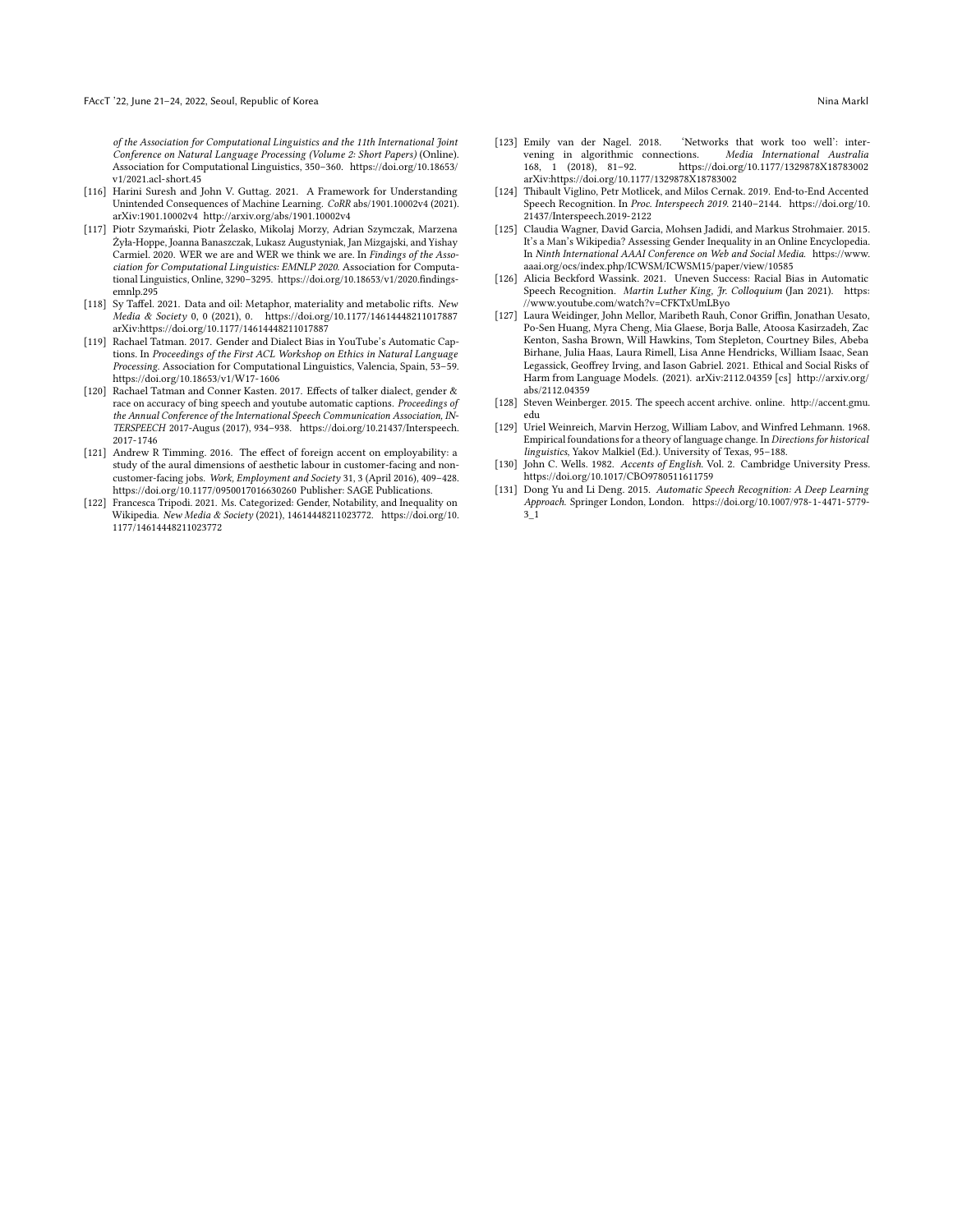*of the Association for Computational Linguistics and the 11th International Joint Conference on Natural Language Processing (Volume 2: Short Papers)* (Online). Association for Computational Linguistics, 350–360. https://doi.org/10.18653/v1/2021.acl-short.45

[116] Harini Suresh and John V. Guttag. 2021. A Framework for Understanding Unintended Consequences of Machine Learning. *CoRR* abs/1901.10002v4 (2021). arXiv:1901.10002v4 http://arxiv.org/abs/1901.10002v4

[117] Piotr Szymański, Piotr Żelasko, Mikolaj Morzy, Adrian Szymczak, Marzena Żyła-Hoppe, Joanna Banaszczak, Lukasz Augustyniak, Jan Mizgajski, and Yishay Carmiel. 2020. WER we are and WER we think we are. In *Findings of the Association for Computational Linguistics: EMNLP 2020*. Association for Computational Linguistics, Online, 3290–3295. https://doi.org/10.18653/v1/2020.findings-emnlp.295

[118] Sy Taffel. 2021. Data and oil: Metaphor, materiality and metabolic rifts. *New Media & Society* 0, 0 (2021), 0. https://doi.org/10.1177/14614448211017887 arXiv:https://doi.org/10.1177/14614448211017887

[119] Rachael Tatman. 2017. Gender and Dialect Bias in YouTube's Automatic Captions. In *Proceedings of the First ACL Workshop on Ethics in Natural Language Processing*. Association for Computational Linguistics, Valencia, Spain, 53–59. https://doi.org/10.18653/v1/W17-1606

[120] Rachael Tatman and Conner Kasten. 2017. Effects of talker dialect, gender & race on accuracy of bing speech and youtube automatic captions. *Proceedings of the Annual Conference of the International Speech Communication Association, INTERSPEECH* 2017-Augus (2017), 934–938. https://doi.org/10.21437/Interspeech.2017-1746

[121] Andrew R Timming. 2016. The effect of foreign accent on employability: a study of the aural dimensions of aesthetic labour in customer-facing and non-customer-facing jobs. *Work, Employment and Society* 31, 3 (April 2016), 409–428. https://doi.org/10.1177/0950017016630260 Publisher: SAGE Publications.

[122] Francesca Tripodi. 2021. Ms. Categorized: Gender, Notability, and Inequality on Wikipedia. *New Media & Society* (2021), 14614448211023772. https://doi.org/10.1177/14614448211023772

[123] Emily van der Nagel. 2018. 'Networks that work too well': intervening in algorithmic connections. *Media International Australia* 168, 1 (2018), 81–92. https://doi.org/10.1177/1329878X18783002 arXiv:https://doi.org/10.1177/1329878X18783002

[124] Thibault Viglino, Petr Motlicek, and Milos Cernak. 2019. End-to-End Accented Speech Recognition. In *Proc. Interspeech 2019*. 2140–2144. https://doi.org/10.21437/Interspeech.2019-2122

[125] Claudia Wagner, David Garcia, Mohsen Jadidi, and Markus Strohmaier. 2015. It's a Man's Wikipedia? Assessing Gender Inequality in an Online Encyclopedia. In *Ninth International AAAI Conference on Web and Social Media*. https://www.aaai.org/ocs/index.php/ICWSM/ICWSM15/paper/view/10585

[126] Alicia Beckford Wassink. 2021. Uneven Success: Racial Bias in Automatic Speech Recognition. *Martin Luther King, Jr. Colloquium* (Jan 2021). https://www.youtube.com/watch?v=CFKTxUmLByo

[127] Laura Weidinger, John Mellor, Maribeth Rauh, Conor Griffin, Jonathan Uesato, Po-Sen Huang, Myra Cheng, Mia Glaese, Borja Balle, Atoosa Kasirzadeh, Zac Kenton, Sasha Brown, Will Hawkins, Tom Stepleton, Courtney Biles, Abeba Birhane, Julia Haas, Laura Rimell, Lisa Anne Hendricks, William Isaac, Sean Legassick, Geoffrey Irving, and Iason Gabriel. 2021. Ethical and Social Risks of Harm from Language Models. (2021). arXiv:2112.04359 [cs] http://arxiv.org/abs/2112.04359

[128] Steven Weinberger. 2015. The speech accent archive. online. http://accent.gmu.edu

[129] Uriel Weinreich, Marvin Herzog, William Labov, and Winfred Lehmann. 1968. Empirical foundations for a theory of language change. In *Directions for historical linguistics*, Yakov Malkiel (Ed.). University of Texas, 95–188.

[130] John C. Wells. 1982. *Accents of English*. Vol. 2. Cambridge University Press. https://doi.org/10.1017/CBO9780511611759

[131] Dong Yu and Li Deng. 2015. *Automatic Speech Recognition: A Deep Learning Approach*. Springer London, London. https://doi.org/10.1007/978-1-4471-5779-3_1